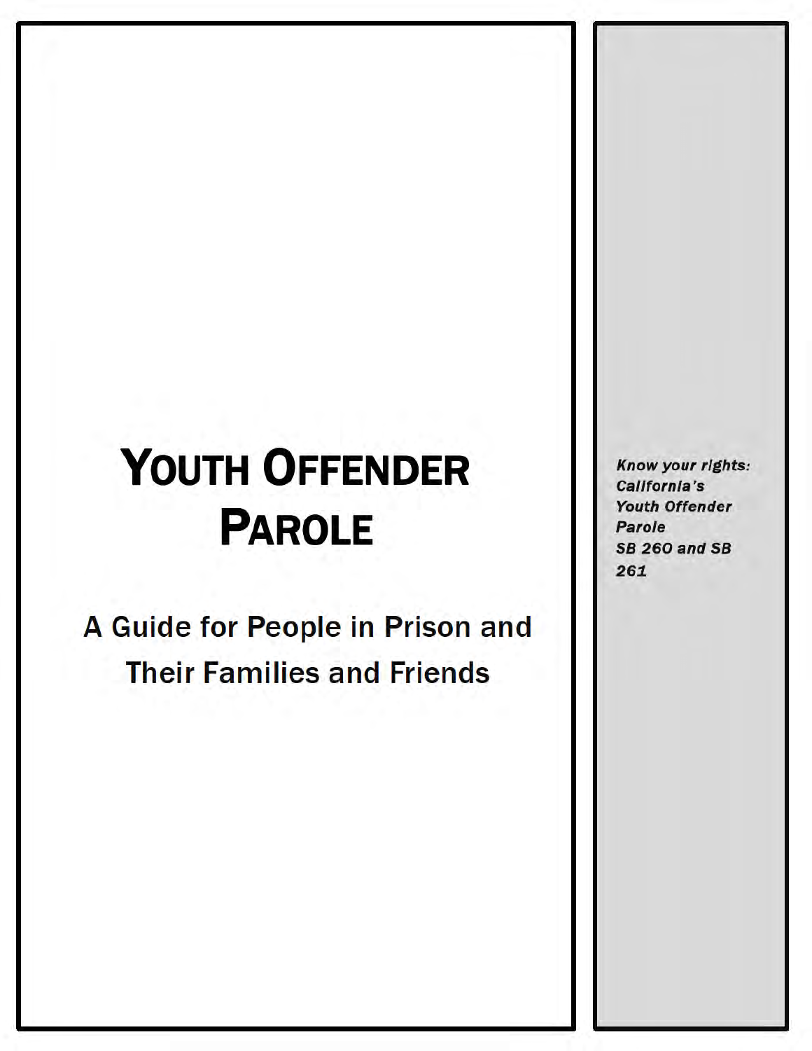# YOUTH OFFENDER PAROLE

## A Guide for People in Prison and Their Families and Friends

***Know your rights: California's Youth Offender Parole SB 260 and SB 261***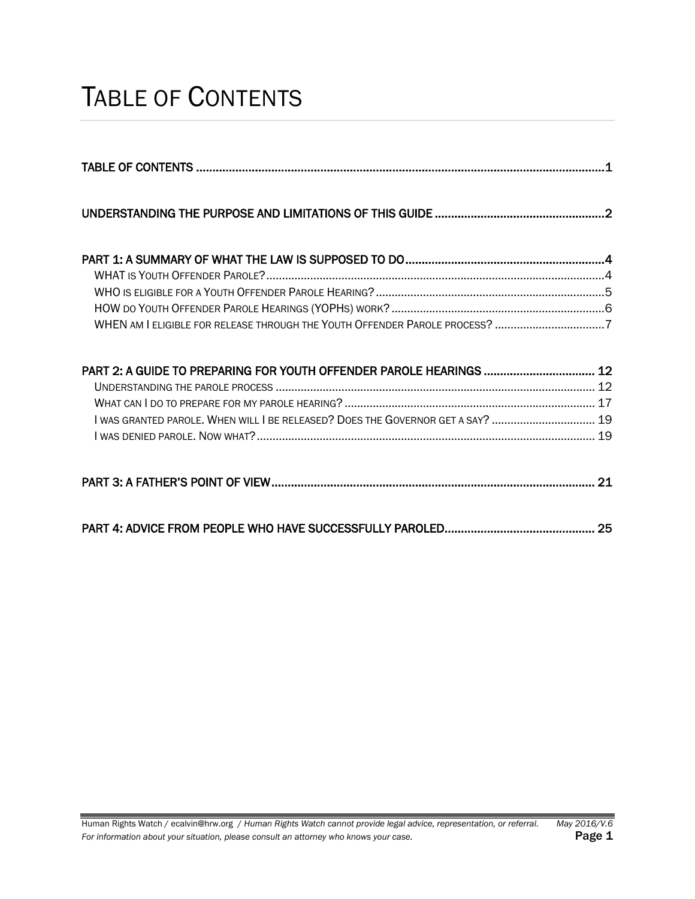# TABLE OF CONTENTS

TABLE OF CONTENTS ....................................................................................................................1

UNDERSTANDING THE PURPOSE AND LIMITATIONS OF THIS GUIDE ....................................................2

PART 1: A SUMMARY OF WHAT THE LAW IS SUPPOSED TO DO ............................................................4

- WHAT IS YOUTH OFFENDER PAROLE? ....................................................................................................4
- WHO IS ELIGIBLE FOR A YOUTH OFFENDER PAROLE HEARING? ..........................................................5
- HOW DO YOUTH OFFENDER PAROLE HEARINGS (YOPHS) WORK? ......................................................6
- WHEN AM I ELIGIBLE FOR RELEASE THROUGH THE YOUTH OFFENDER PAROLE PROCESS? ..................7

PART 2: A GUIDE TO PREPARING FOR YOUTH OFFENDER PAROLE HEARINGS .................................. 12

- UNDERSTANDING THE PAROLE PROCESS ............................................................................................ 12
- WHAT CAN I DO TO PREPARE FOR MY PAROLE HEARING? ................................................................ 17
- I WAS GRANTED PAROLE. WHEN WILL I BE RELEASED? DOES THE GOVERNOR GET A SAY? ................ 19
- I WAS DENIED PAROLE. NOW WHAT? ................................................................................................ 19

PART 3: A FATHER'S POINT OF VIEW ..................................................................................................... 21

PART 4: ADVICE FROM PEOPLE WHO HAVE SUCCESSFULLY PAROLED.............................................. 25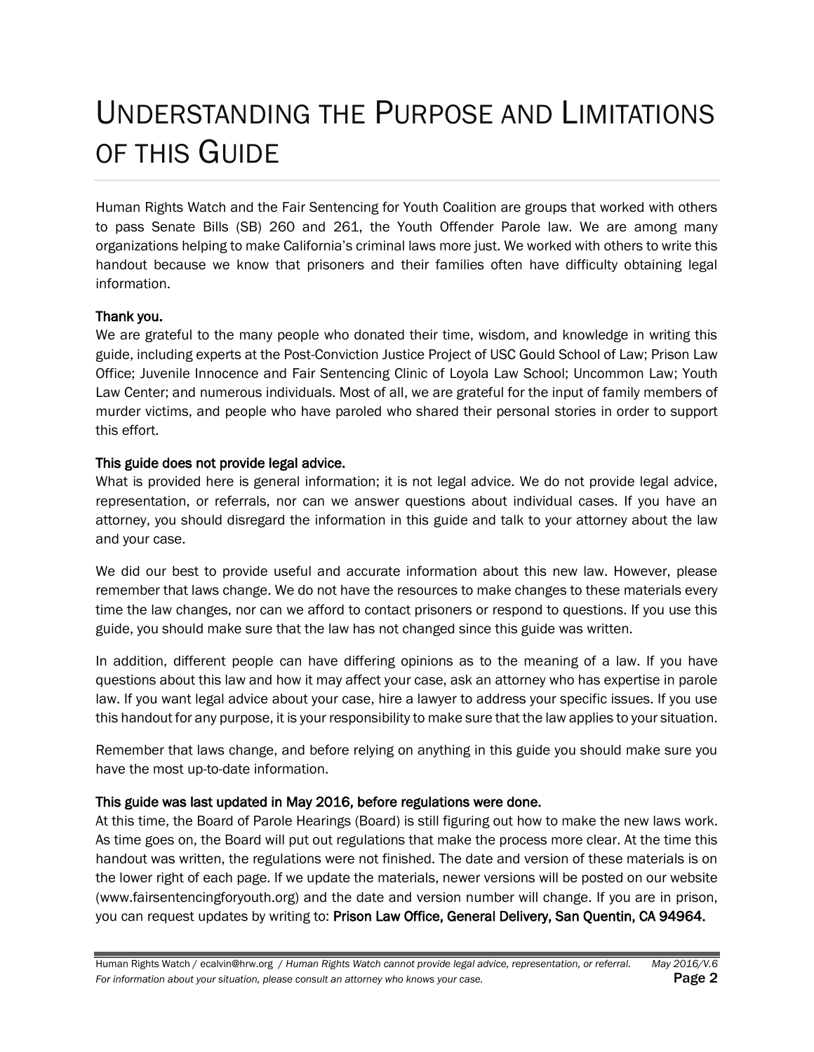# Understanding the Purpose and Limitations of this Guide

Human Rights Watch and the Fair Sentencing for Youth Coalition are groups that worked with others to pass Senate Bills (SB) 260 and 261, the Youth Offender Parole law. We are among many organizations helping to make California's criminal laws more just. We worked with others to write this handout because we know that prisoners and their families often have difficulty obtaining legal information.

**Thank you.**

We are grateful to the many people who donated their time, wisdom, and knowledge in writing this guide, including experts at the Post-Conviction Justice Project of USC Gould School of Law; Prison Law Office; Juvenile Innocence and Fair Sentencing Clinic of Loyola Law School; Uncommon Law; Youth Law Center; and numerous individuals. Most of all, we are grateful for the input of family members of murder victims, and people who have paroled who shared their personal stories in order to support this effort.

**This guide does not provide legal advice.**

What is provided here is general information; it is not legal advice. We do not provide legal advice, representation, or referrals, nor can we answer questions about individual cases. If you have an attorney, you should disregard the information in this guide and talk to your attorney about the law and your case.

We did our best to provide useful and accurate information about this new law. However, please remember that laws change. We do not have the resources to make changes to these materials every time the law changes, nor can we afford to contact prisoners or respond to questions. If you use this guide, you should make sure that the law has not changed since this guide was written.

In addition, different people can have differing opinions as to the meaning of a law. If you have questions about this law and how it may affect your case, ask an attorney who has expertise in parole law. If you want legal advice about your case, hire a lawyer to address your specific issues. If you use this handout for any purpose, it is your responsibility to make sure that the law applies to your situation.

Remember that laws change, and before relying on anything in this guide you should make sure you have the most up-to-date information.

**This guide was last updated in May 2016, before regulations were done.**

At this time, the Board of Parole Hearings (Board) is still figuring out how to make the new laws work. As time goes on, the Board will put out regulations that make the process more clear. At the time this handout was written, the regulations were not finished. The date and version of these materials is on the lower right of each page. If we update the materials, newer versions will be posted on our website (www.fairsentencingforyouth.org) and the date and version number will change. If you are in prison, you can request updates by writing to: **Prison Law Office, General Delivery, San Quentin, CA 94964.**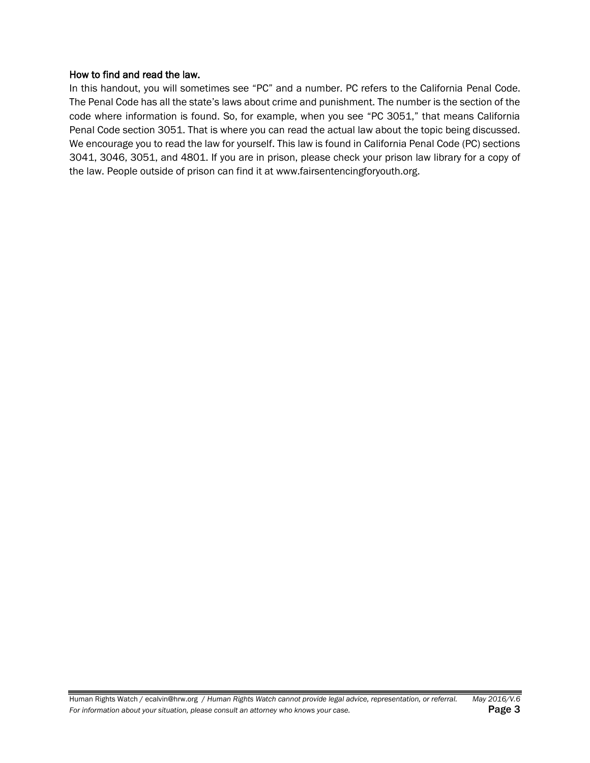**How to find and read the law.**

In this handout, you will sometimes see "PC" and a number. PC refers to the California Penal Code. The Penal Code has all the state's laws about crime and punishment. The number is the section of the code where information is found. So, for example, when you see "PC 3051," that means California Penal Code section 3051. That is where you can read the actual law about the topic being discussed. We encourage you to read the law for yourself. This law is found in California Penal Code (PC) sections 3041, 3046, 3051, and 4801. If you are in prison, please check your prison law library for a copy of the law. People outside of prison can find it at www.fairsentencingforyouth.org.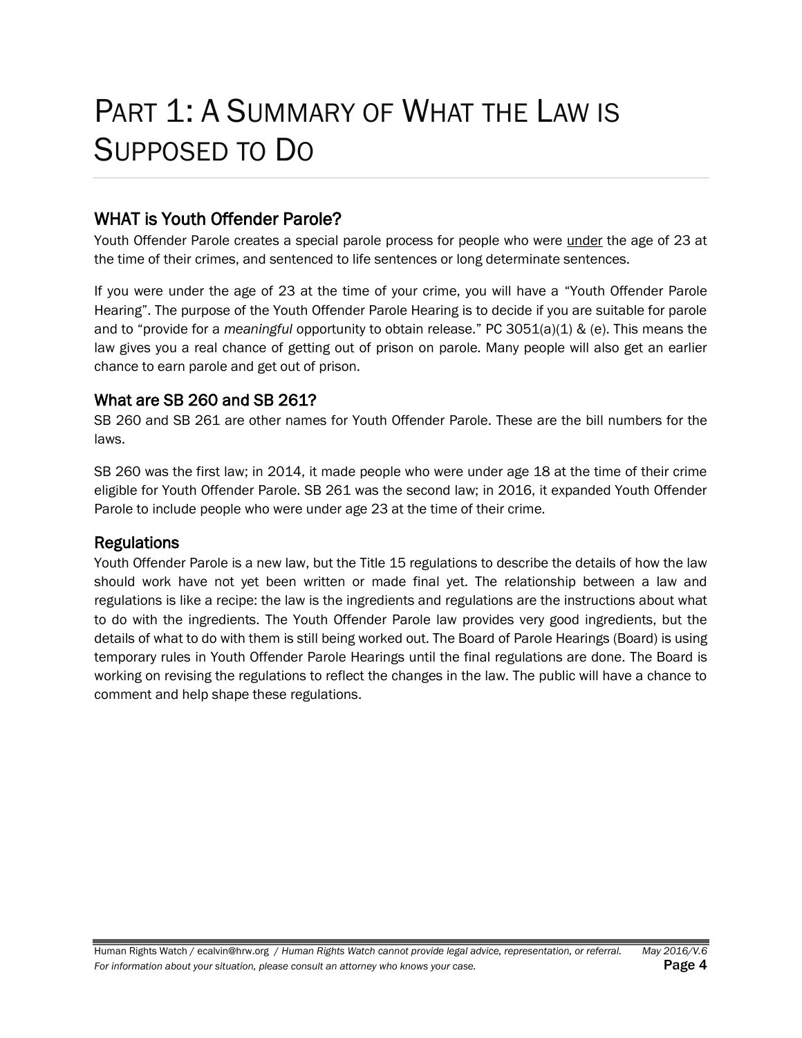# Part 1: A Summary of What the Law is Supposed to Do

## WHAT is Youth Offender Parole?

Youth Offender Parole creates a special parole process for people who were under the age of 23 at the time of their crimes, and sentenced to life sentences or long determinate sentences.

If you were under the age of 23 at the time of your crime, you will have a "Youth Offender Parole Hearing". The purpose of the Youth Offender Parole Hearing is to decide if you are suitable for parole and to "provide for a *meaningful* opportunity to obtain release." PC 3051(a)(1) & (e). This means the law gives you a real chance of getting out of prison on parole. Many people will also get an earlier chance to earn parole and get out of prison.

## What are SB 260 and SB 261?

SB 260 and SB 261 are other names for Youth Offender Parole. These are the bill numbers for the laws.

SB 260 was the first law; in 2014, it made people who were under age 18 at the time of their crime eligible for Youth Offender Parole. SB 261 was the second law; in 2016, it expanded Youth Offender Parole to include people who were under age 23 at the time of their crime.

## Regulations

Youth Offender Parole is a new law, but the Title 15 regulations to describe the details of how the law should work have not yet been written or made final yet. The relationship between a law and regulations is like a recipe: the law is the ingredients and regulations are the instructions about what to do with the ingredients. The Youth Offender Parole law provides very good ingredients, but the details of what to do with them is still being worked out. The Board of Parole Hearings (Board) is using temporary rules in Youth Offender Parole Hearings until the final regulations are done. The Board is working on revising the regulations to reflect the changes in the law. The public will have a chance to comment and help shape these regulations.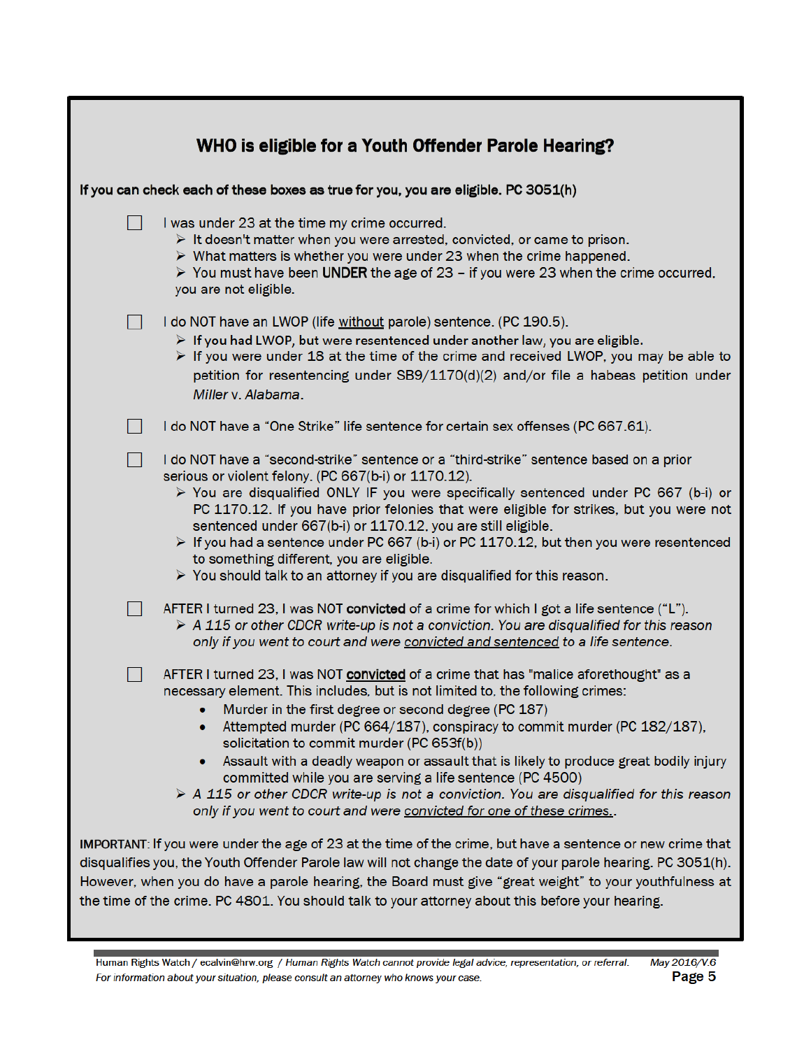## WHO is eligible for a Youth Offender Parole Hearing?

**If you can check each of these boxes as true for you, you are eligible. PC 3051(h)**

- ☐ I was under 23 at the time my crime occurred.
  - It doesn't matter when you were arrested, convicted, or came to prison.
  - What matters is whether you were under 23 when the crime happened.
  - You must have been **UNDER** the age of 23 – if you were 23 when the crime occurred, you are not eligible.

- ☐ I do NOT have an LWOP (life <u>without</u> parole) sentence. (PC 190.5).
  - **If you had LWOP, but were resentenced under another law, you are eligible.**
  - If you were under 18 at the time of the crime and received LWOP, you may be able to petition for resentencing under SB9/1170(d)(2) and/or file a habeas petition under *Miller* v. *Alabama*.

- ☐ I do NOT have a "One Strike" life sentence for certain sex offenses (PC 667.61).

- ☐ I do NOT have a "second-strike" sentence or a "third-strike" sentence based on a prior serious or violent felony. (PC 667(b-i) or 1170.12).
  - You are disqualified ONLY IF you were specifically sentenced under PC 667 (b-i) or PC 1170.12. If you have prior felonies that were eligible for strikes, but you were not sentenced under 667(b-i) or 1170.12, you are still eligible.
  - If you had a sentence under PC 667 (b-i) or PC 1170.12, but then you were resentenced to something different, you are eligible.
  - You should talk to an attorney if you are disqualified for this reason.

- ☐ AFTER I turned 23, I was NOT **convicted** of a crime for which I got a life sentence ("L").
  - *A 115 or other CDCR write-up is not a conviction. You are disqualified for this reason only if you went to court and were <u>convicted and sentenced</u> to a life sentence.*

- ☐ AFTER I turned 23, I was NOT **<u>convicted</u>** of a crime that has "malice aforethought" as a necessary element. This includes, but is not limited to, the following crimes:
  - Murder in the first degree or second degree (PC 187)
  - Attempted murder (PC 664/187), conspiracy to commit murder (PC 182/187), solicitation to commit murder (PC 653f(b))
  - Assault with a deadly weapon or assault that is likely to produce great bodily injury committed while you are serving a life sentence (PC 4500)
  - *A 115 or other CDCR write-up is not a conviction. You are disqualified for this reason only if you went to court and were <u>convicted for one of these crimes.</u>.*

**IMPORTANT**: If you were under the age of 23 at the time of the crime, but have a sentence or new crime that disqualifies you, the Youth Offender Parole law will not change the date of your parole hearing. PC 3051(h). However, when you do have a parole hearing, the Board must give "great weight" to your youthfulness at the time of the crime. PC 4801. You should talk to your attorney about this before your hearing.

Human Rights Watch / ecalvin@hrw.org / *Human Rights Watch cannot provide legal advice, representation, or referral. For information about your situation, please consult an attorney who knows your case.* *May 2016/V.6*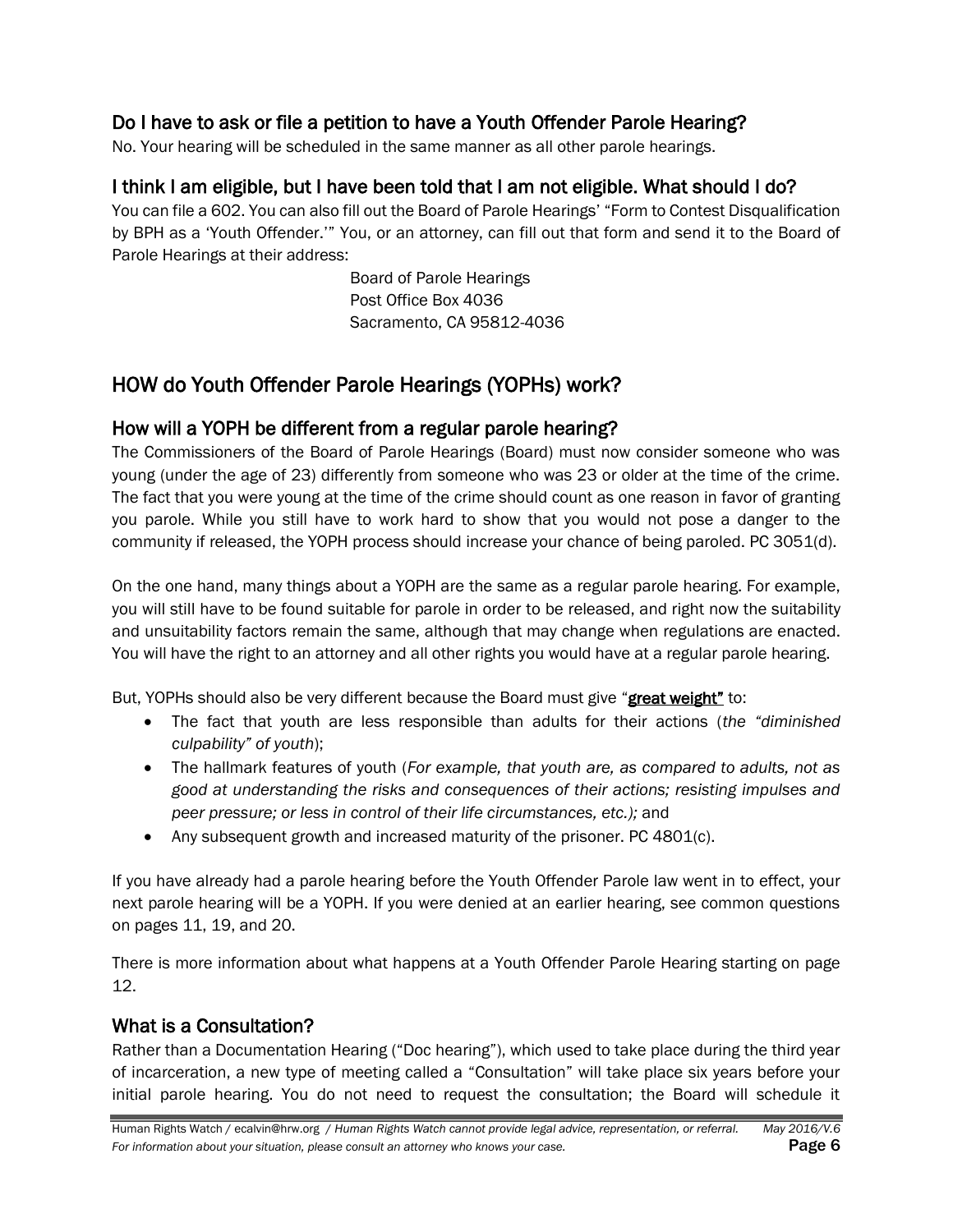### Do I have to ask or file a petition to have a Youth Offender Parole Hearing?

No. Your hearing will be scheduled in the same manner as all other parole hearings.

### I think I am eligible, but I have been told that I am not eligible. What should I do?

You can file a 602. You can also fill out the Board of Parole Hearings' "Form to Contest Disqualification by BPH as a 'Youth Offender.'" You, or an attorney, can fill out that form and send it to the Board of Parole Hearings at their address:

Board of Parole Hearings
Post Office Box 4036
Sacramento, CA 95812-4036

## HOW do Youth Offender Parole Hearings (YOPHs) work?

### How will a YOPH be different from a regular parole hearing?

The Commissioners of the Board of Parole Hearings (Board) must now consider someone who was young (under the age of 23) differently from someone who was 23 or older at the time of the crime. The fact that you were young at the time of the crime should count as one reason in favor of granting you parole. While you still have to work hard to show that you would not pose a danger to the community if released, the YOPH process should increase your chance of being paroled. PC 3051(d).

On the one hand, many things about a YOPH are the same as a regular parole hearing. For example, you will still have to be found suitable for parole in order to be released, and right now the suitability and unsuitability factors remain the same, although that may change when regulations are enacted. You will have the right to an attorney and all other rights you would have at a regular parole hearing.

But, YOPHs should also be very different because the Board must give "**great weight**" to:

- The fact that youth are less responsible than adults for their actions (*the "diminished culpability" of youth*);
- The hallmark features of youth (*For example, that youth are, as compared to adults, not as good at understanding the risks and consequences of their actions; resisting impulses and peer pressure; or less in control of their life circumstances, etc.);* and
- Any subsequent growth and increased maturity of the prisoner. PC 4801(c).

If you have already had a parole hearing before the Youth Offender Parole law went in to effect, your next parole hearing will be a YOPH. If you were denied at an earlier hearing, see common questions on pages 11, 19, and 20.

There is more information about what happens at a Youth Offender Parole Hearing starting on page 12.

### What is a Consultation?

Rather than a Documentation Hearing ("Doc hearing"), which used to take place during the third year of incarceration, a new type of meeting called a "Consultation" will take place six years before your initial parole hearing. You do not need to request the consultation; the Board will schedule it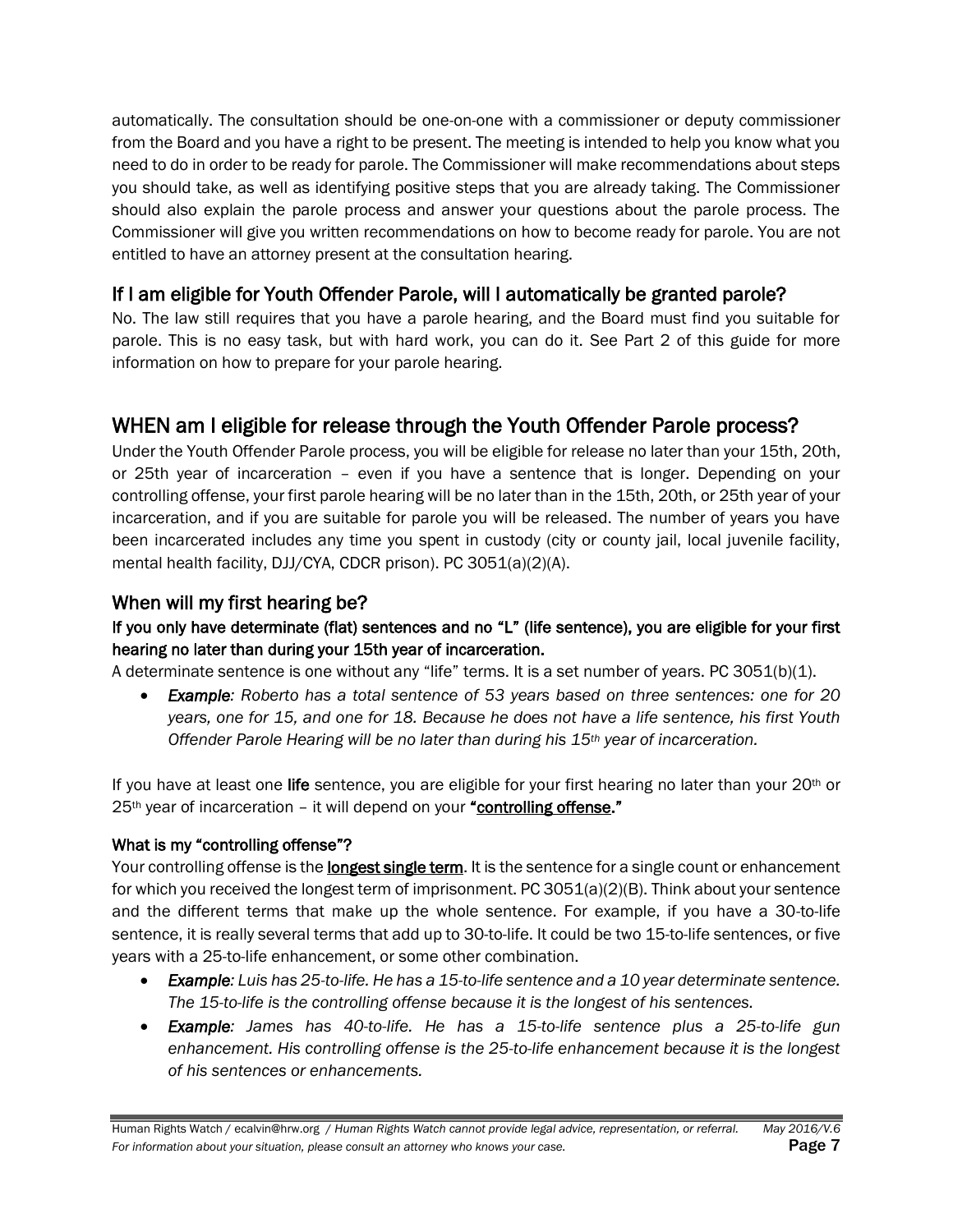automatically. The consultation should be one-on-one with a commissioner or deputy commissioner from the Board and you have a right to be present. The meeting is intended to help you know what you need to do in order to be ready for parole. The Commissioner will make recommendations about steps you should take, as well as identifying positive steps that you are already taking. The Commissioner should also explain the parole process and answer your questions about the parole process. The Commissioner will give you written recommendations on how to become ready for parole. You are not entitled to have an attorney present at the consultation hearing.

### If I am eligible for Youth Offender Parole, will I automatically be granted parole?

No. The law still requires that you have a parole hearing, and the Board must find you suitable for parole. This is no easy task, but with hard work, you can do it. See Part 2 of this guide for more information on how to prepare for your parole hearing.

## WHEN am I eligible for release through the Youth Offender Parole process?

Under the Youth Offender Parole process, you will be eligible for release no later than your 15th, 20th, or 25th year of incarceration – even if you have a sentence that is longer. Depending on your controlling offense, your first parole hearing will be no later than in the 15th, 20th, or 25th year of your incarceration, and if you are suitable for parole you will be released. The number of years you have been incarcerated includes any time you spent in custody (city or county jail, local juvenile facility, mental health facility, DJJ/CYA, CDCR prison). PC 3051(a)(2)(A).

### When will my first hearing be?

**If you only have determinate (flat) sentences and no "L" (life sentence), you are eligible for your first hearing no later than during your 15th year of incarceration.**

A determinate sentence is one without any "life" terms. It is a set number of years. PC 3051(b)(1).

- ***Example:*** *Roberto has a total sentence of 53 years based on three sentences: one for 20 years, one for 15, and one for 18. Because he does not have a life sentence, his first Youth Offender Parole Hearing will be no later than during his 15th year of incarceration.*

If you have at least one **life** sentence, you are eligible for your first hearing no later than your 20th or 25th year of incarceration – it will depend on your **"controlling offense."**

**What is my "controlling offense"?**

Your controlling offense is the **longest single term**. It is the sentence for a single count or enhancement for which you received the longest term of imprisonment. PC 3051(a)(2)(B). Think about your sentence and the different terms that make up the whole sentence. For example, if you have a 30-to-life sentence, it is really several terms that add up to 30-to-life. It could be two 15-to-life sentences, or five years with a 25-to-life enhancement, or some other combination.

- ***Example:*** *Luis has 25-to-life. He has a 15-to-life sentence and a 10 year determinate sentence. The 15-to-life is the controlling offense because it is the longest of his sentences.*
- ***Example:*** *James has 40-to-life. He has a 15-to-life sentence plus a 25-to-life gun enhancement. His controlling offense is the 25-to-life enhancement because it is the longest of his sentences or enhancements.*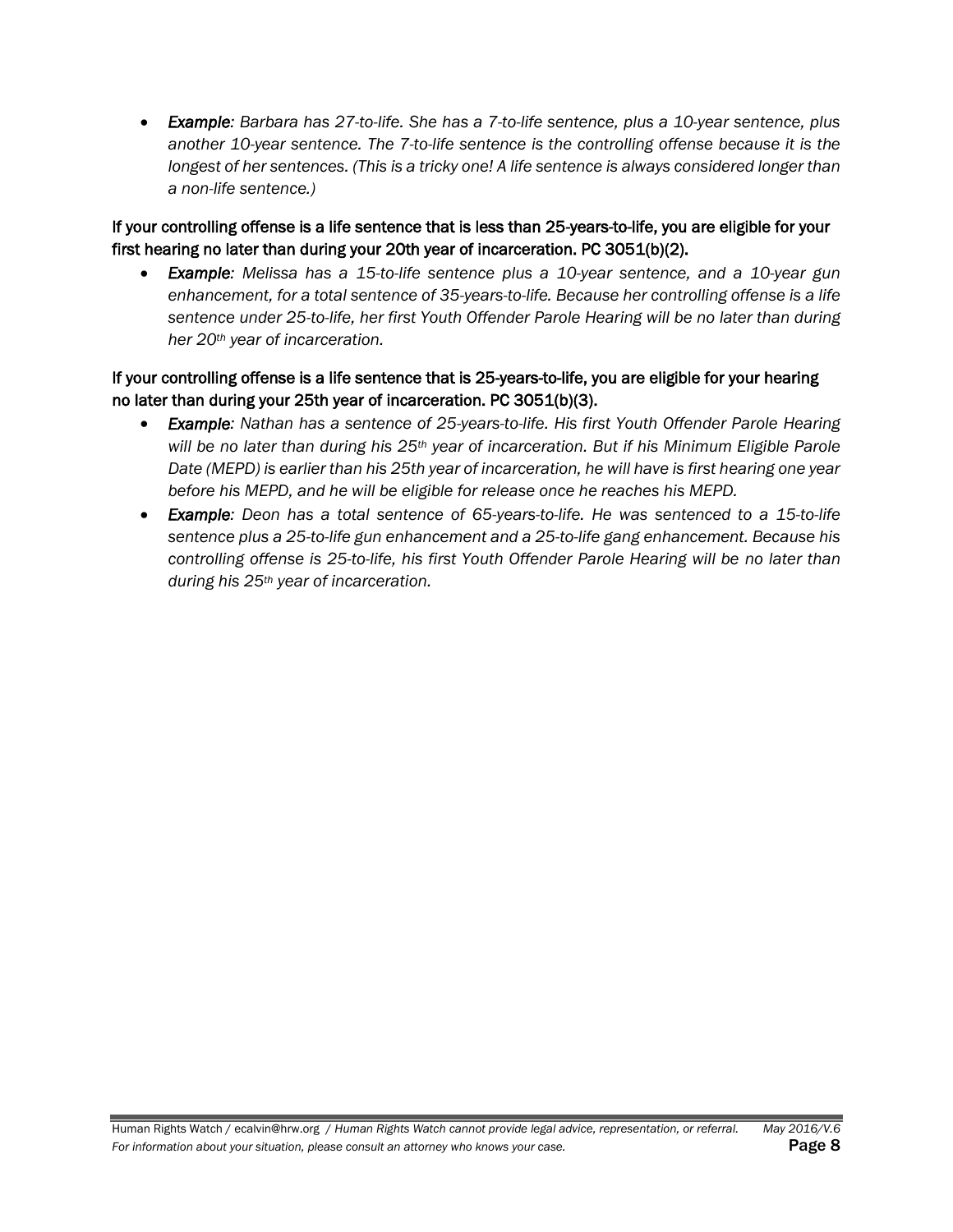- ***Example:*** *Barbara has 27-to-life. She has a 7-to-life sentence, plus a 10-year sentence, plus another 10-year sentence. The 7-to-life sentence is the controlling offense because it is the longest of her sentences. (This is a tricky one! A life sentence is always considered longer than a non-life sentence.)*

If your controlling offense is a life sentence that is less than 25-years-to-life, you are eligible for your first hearing no later than during your 20th year of incarceration. PC 3051(b)(2).

- ***Example:*** *Melissa has a 15-to-life sentence plus a 10-year sentence, and a 10-year gun enhancement, for a total sentence of 35-years-to-life. Because her controlling offense is a life sentence under 25-to-life, her first Youth Offender Parole Hearing will be no later than during her 20th year of incarceration.*

If your controlling offense is a life sentence that is 25-years-to-life, you are eligible for your hearing no later than during your 25th year of incarceration. PC 3051(b)(3).

- ***Example:*** *Nathan has a sentence of 25-years-to-life. His first Youth Offender Parole Hearing will be no later than during his 25th year of incarceration. But if his Minimum Eligible Parole Date (MEPD) is earlier than his 25th year of incarceration, he will have is first hearing one year before his MEPD, and he will be eligible for release once he reaches his MEPD.*
- ***Example:*** *Deon has a total sentence of 65-years-to-life. He was sentenced to a 15-to-life sentence plus a 25-to-life gun enhancement and a 25-to-life gang enhancement. Because his controlling offense is 25-to-life, his first Youth Offender Parole Hearing will be no later than during his 25th year of incarceration.*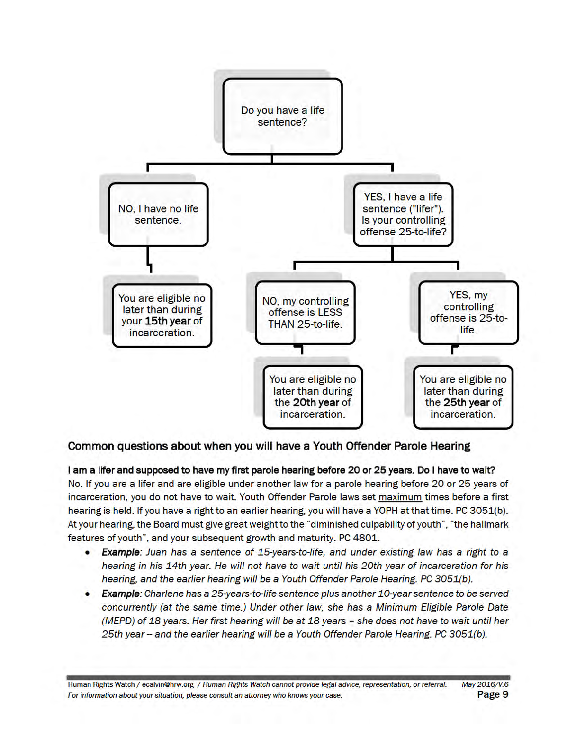Do you have a life sentence?

- NO, I have no life sentence.
  - You are eligible no later than during your **15th year** of incarceration.
- YES, I have a life sentence ("lifer"). Is your controlling offense 25-to-life?
  - NO, my controlling offense is LESS THAN 25-to-life.
    - You are eligible no later than during the **20th year** of incarceration.
  - YES, my controlling offense is 25-to-life.
    - You are eligible no later than during the **25th year** of incarceration.

## Common questions about when you will have a Youth Offender Parole Hearing

**I am a lifer and supposed to have my first parole hearing before 20 or 25 years. Do I have to wait?**

No. If you are a lifer and are eligible under another law for a parole hearing before 20 or 25 years of incarceration, you do not have to wait. Youth Offender Parole laws set maximum times before a first hearing is held. If you have a right to an earlier hearing, you will have a YOPH at that time. PC 3051(b). At your hearing, the Board must give great weight to the "diminished culpability of youth", "the hallmark features of youth", and your subsequent growth and maturity. PC 4801.

- ***Example:*** *Juan has a sentence of 15-years-to-life, and under existing law has a right to a hearing in his 14th year. He will not have to wait until his 20th year of incarceration for his hearing, and the earlier hearing will be a Youth Offender Parole Hearing. PC 3051(b).*
- ***Example:*** *Charlene has a 25-years-to-life sentence plus another 10-year sentence to be served concurrently (at the same time.) Under other law, she has a Minimum Eligible Parole Date (MEPD) of 18 years. Her first hearing will be at 18 years – she does not have to wait until her 25th year -- and the earlier hearing will be a Youth Offender Parole Hearing. PC 3051(b).*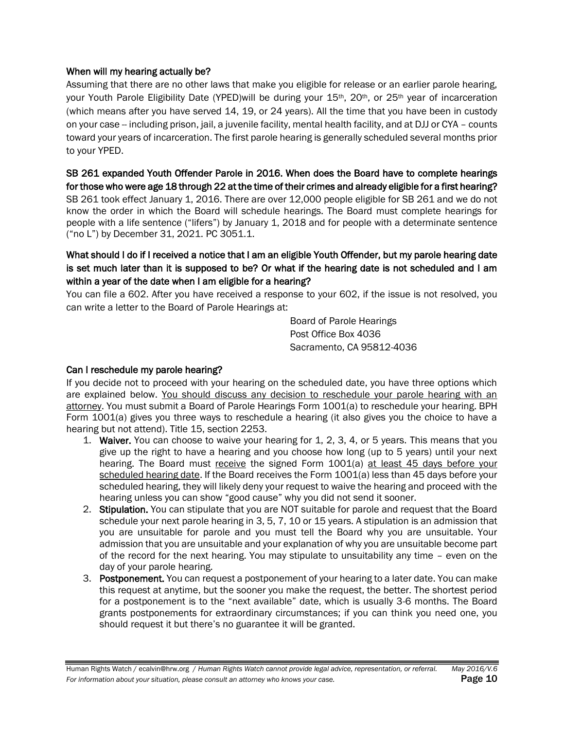### When will my hearing actually be?

Assuming that there are no other laws that make you eligible for release or an earlier parole hearing, your Youth Parole Eligibility Date (YPED)will be during your 15th, 20th, or 25th year of incarceration (which means after you have served 14, 19, or 24 years). All the time that you have been in custody on your case -- including prison, jail, a juvenile facility, mental health facility, and at DJJ or CYA – counts toward your years of incarceration. The first parole hearing is generally scheduled several months prior to your YPED.

### SB 261 expanded Youth Offender Parole in 2016. When does the Board have to complete hearings for those who were age 18 through 22 at the time of their crimes and already eligible for a first hearing?

SB 261 took effect January 1, 2016. There are over 12,000 people eligible for SB 261 and we do not know the order in which the Board will schedule hearings. The Board must complete hearings for people with a life sentence ("lifers") by January 1, 2018 and for people with a determinate sentence ("no L") by December 31, 2021. PC 3051.1.

### What should I do if I received a notice that I am an eligible Youth Offender, but my parole hearing date is set much later than it is supposed to be? Or what if the hearing date is not scheduled and I am within a year of the date when I am eligible for a hearing?

You can file a 602. After you have received a response to your 602, if the issue is not resolved, you can write a letter to the Board of Parole Hearings at:

Board of Parole Hearings
Post Office Box 4036
Sacramento, CA 95812-4036

### Can I reschedule my parole hearing?

If you decide not to proceed with your hearing on the scheduled date, you have three options which are explained below. <u>You should discuss any decision to reschedule your parole hearing with an attorney</u>. You must submit a Board of Parole Hearings Form 1001(a) to reschedule your hearing. BPH Form 1001(a) gives you three ways to reschedule a hearing (it also gives you the choice to have a hearing but not attend). Title 15, section 2253.

1. **Waiver.** You can choose to waive your hearing for 1, 2, 3, 4, or 5 years. This means that you give up the right to have a hearing and you choose how long (up to 5 years) until your next hearing. The Board must <u>receive</u> the signed Form 1001(a) <u>at least 45 days before your scheduled hearing date</u>. If the Board receives the Form 1001(a) less than 45 days before your scheduled hearing, they will likely deny your request to waive the hearing and proceed with the hearing unless you can show "good cause" why you did not send it sooner.
2. **Stipulation.** You can stipulate that you are NOT suitable for parole and request that the Board schedule your next parole hearing in 3, 5, 7, 10 or 15 years. A stipulation is an admission that you are unsuitable for parole and you must tell the Board why you are unsuitable. Your admission that you are unsuitable and your explanation of why you are unsuitable become part of the record for the next hearing. You may stipulate to unsuitability any time – even on the day of your parole hearing.
3. **Postponement.** You can request a postponement of your hearing to a later date. You can make this request at anytime, but the sooner you make the request, the better. The shortest period for a postponement is to the "next available" date, which is usually 3-6 months. The Board grants postponements for extraordinary circumstances; if you can think you need one, you should request it but there's no guarantee it will be granted.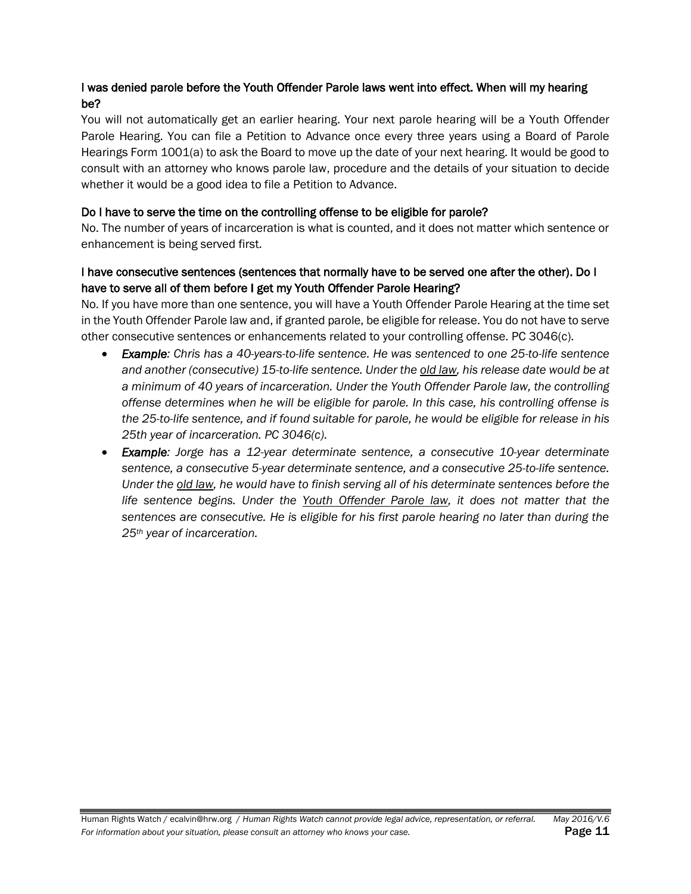### I was denied parole before the Youth Offender Parole laws went into effect. When will my hearing be?

You will not automatically get an earlier hearing. Your next parole hearing will be a Youth Offender Parole Hearing. You can file a Petition to Advance once every three years using a Board of Parole Hearings Form 1001(a) to ask the Board to move up the date of your next hearing. It would be good to consult with an attorney who knows parole law, procedure and the details of your situation to decide whether it would be a good idea to file a Petition to Advance.

### Do I have to serve the time on the controlling offense to be eligible for parole?

No. The number of years of incarceration is what is counted, and it does not matter which sentence or enhancement is being served first.

### I have consecutive sentences (sentences that normally have to be served one after the other). Do I have to serve all of them before I get my Youth Offender Parole Hearing?

No. If you have more than one sentence, you will have a Youth Offender Parole Hearing at the time set in the Youth Offender Parole law and, if granted parole, be eligible for release. You do not have to serve other consecutive sentences or enhancements related to your controlling offense. PC 3046(c).

- ***Example****: Chris has a 40-years-to-life sentence. He was sentenced to one 25-to-life sentence and another (consecutive) 15-to-life sentence. Under the old law, his release date would be at a minimum of 40 years of incarceration. Under the Youth Offender Parole law, the controlling offense determines when he will be eligible for parole. In this case, his controlling offense is the 25-to-life sentence, and if found suitable for parole, he would be eligible for release in his 25th year of incarceration. PC 3046(c).*
- ***Example****: Jorge has a 12-year determinate sentence, a consecutive 10-year determinate sentence, a consecutive 5-year determinate sentence, and a consecutive 25-to-life sentence. Under the old law, he would have to finish serving all of his determinate sentences before the life sentence begins. Under the Youth Offender Parole law, it does not matter that the sentences are consecutive. He is eligible for his first parole hearing no later than during the 25th year of incarceration.*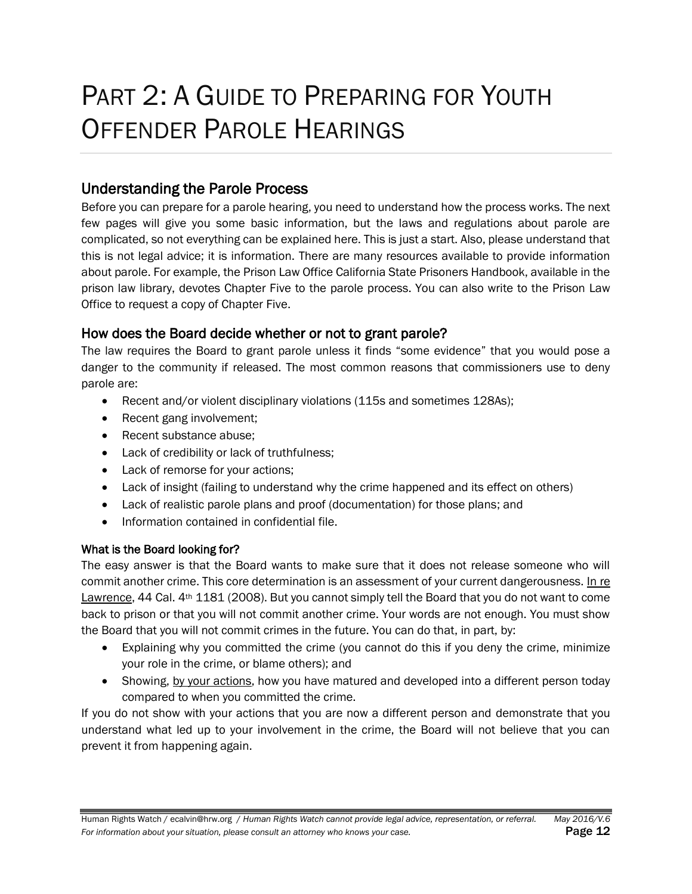# PART 2: A GUIDE TO PREPARING FOR YOUTH OFFENDER PAROLE HEARINGS

## Understanding the Parole Process

Before you can prepare for a parole hearing, you need to understand how the process works. The next few pages will give you some basic information, but the laws and regulations about parole are complicated, so not everything can be explained here. This is just a start. Also, please understand that this is not legal advice; it is information. There are many resources available to provide information about parole. For example, the Prison Law Office California State Prisoners Handbook, available in the prison law library, devotes Chapter Five to the parole process. You can also write to the Prison Law Office to request a copy of Chapter Five.

## How does the Board decide whether or not to grant parole?

The law requires the Board to grant parole unless it finds "some evidence" that you would pose a danger to the community if released. The most common reasons that commissioners use to deny parole are:

- Recent and/or violent disciplinary violations (115s and sometimes 128As);
- Recent gang involvement;
- Recent substance abuse;
- Lack of credibility or lack of truthfulness;
- Lack of remorse for your actions;
- Lack of insight (failing to understand why the crime happened and its effect on others)
- Lack of realistic parole plans and proof (documentation) for those plans; and
- Information contained in confidential file.

### What is the Board looking for?

The easy answer is that the Board wants to make sure that it does not release someone who will commit another crime. This core determination is an assessment of your current dangerousness. In re Lawrence, 44 Cal. 4th 1181 (2008). But you cannot simply tell the Board that you do not want to come back to prison or that you will not commit another crime. Your words are not enough. You must show the Board that you will not commit crimes in the future. You can do that, in part, by:

- Explaining why you committed the crime (you cannot do this if you deny the crime, minimize your role in the crime, or blame others); and
- Showing, by your actions, how you have matured and developed into a different person today compared to when you committed the crime.

If you do not show with your actions that you are now a different person and demonstrate that you understand what led up to your involvement in the crime, the Board will not believe that you can prevent it from happening again.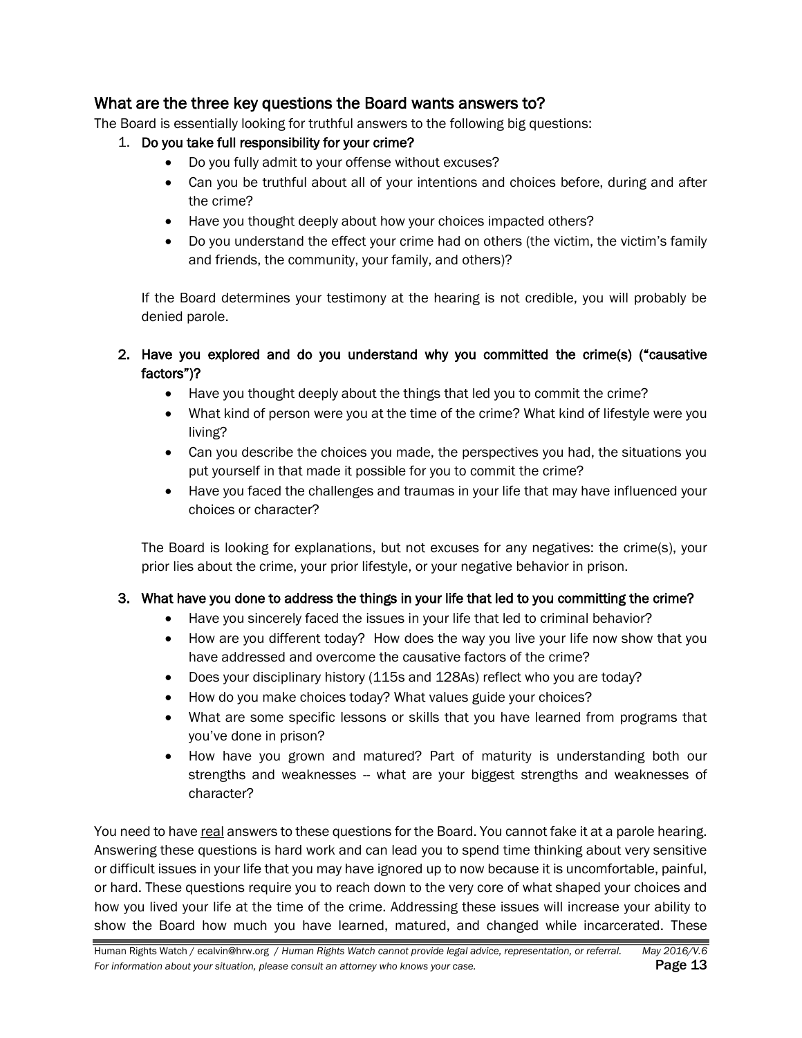## What are the three key questions the Board wants answers to?

The Board is essentially looking for truthful answers to the following big questions:

1. **Do you take full responsibility for your crime?**
   - Do you fully admit to your offense without excuses?
   - Can you be truthful about all of your intentions and choices before, during and after the crime?
   - Have you thought deeply about how your choices impacted others?
   - Do you understand the effect your crime had on others (the victim, the victim's family and friends, the community, your family, and others)?

   If the Board determines your testimony at the hearing is not credible, you will probably be denied parole.

2. **Have you explored and do you understand why you committed the crime(s) ("causative factors")?**
   - Have you thought deeply about the things that led you to commit the crime?
   - What kind of person were you at the time of the crime? What kind of lifestyle were you living?
   - Can you describe the choices you made, the perspectives you had, the situations you put yourself in that made it possible for you to commit the crime?
   - Have you faced the challenges and traumas in your life that may have influenced your choices or character?

   The Board is looking for explanations, but not excuses for any negatives: the crime(s), your prior lies about the crime, your prior lifestyle, or your negative behavior in prison.

3. **What have you done to address the things in your life that led to you committing the crime?**
   - Have you sincerely faced the issues in your life that led to criminal behavior?
   - How are you different today? How does the way you live your life now show that you have addressed and overcome the causative factors of the crime?
   - Does your disciplinary history (115s and 128As) reflect who you are today?
   - How do you make choices today? What values guide your choices?
   - What are some specific lessons or skills that you have learned from programs that you've done in prison?
   - How have you grown and matured? Part of maturity is understanding both our strengths and weaknesses -- what are your biggest strengths and weaknesses of character?

You need to have <u>real</u> answers to these questions for the Board. You cannot fake it at a parole hearing. Answering these questions is hard work and can lead you to spend time thinking about very sensitive or difficult issues in your life that you may have ignored up to now because it is uncomfortable, painful, or hard. These questions require you to reach down to the very core of what shaped your choices and how you lived your life at the time of the crime. Addressing these issues will increase your ability to show the Board how much you have learned, matured, and changed while incarcerated. These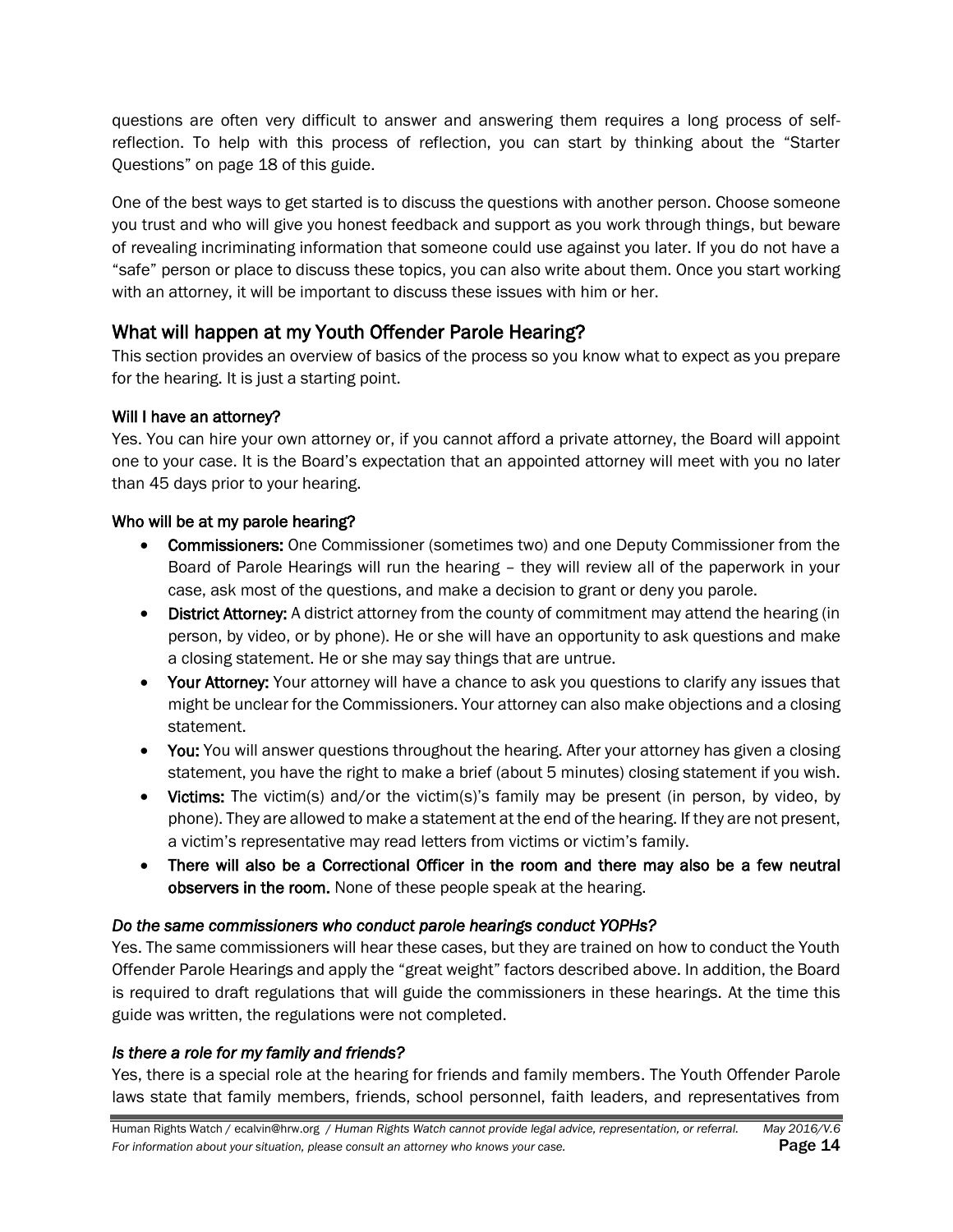questions are often very difficult to answer and answering them requires a long process of self-reflection. To help with this process of reflection, you can start by thinking about the "Starter Questions" on page 18 of this guide.

One of the best ways to get started is to discuss the questions with another person. Choose someone you trust and who will give you honest feedback and support as you work through things, but beware of revealing incriminating information that someone could use against you later. If you do not have a "safe" person or place to discuss these topics, you can also write about them. Once you start working with an attorney, it will be important to discuss these issues with him or her.

## What will happen at my Youth Offender Parole Hearing?

This section provides an overview of basics of the process so you know what to expect as you prepare for the hearing. It is just a starting point.

### Will I have an attorney?

Yes. You can hire your own attorney or, if you cannot afford a private attorney, the Board will appoint one to your case. It is the Board's expectation that an appointed attorney will meet with you no later than 45 days prior to your hearing.

### Who will be at my parole hearing?

- **Commissioners:** One Commissioner (sometimes two) and one Deputy Commissioner from the Board of Parole Hearings will run the hearing – they will review all of the paperwork in your case, ask most of the questions, and make a decision to grant or deny you parole.
- **District Attorney:** A district attorney from the county of commitment may attend the hearing (in person, by video, or by phone). He or she will have an opportunity to ask questions and make a closing statement. He or she may say things that are untrue.
- **Your Attorney:** Your attorney will have a chance to ask you questions to clarify any issues that might be unclear for the Commissioners. Your attorney can also make objections and a closing statement.
- **You:** You will answer questions throughout the hearing. After your attorney has given a closing statement, you have the right to make a brief (about 5 minutes) closing statement if you wish.
- **Victims:** The victim(s) and/or the victim(s)'s family may be present (in person, by video, by phone). They are allowed to make a statement at the end of the hearing. If they are not present, a victim's representative may read letters from victims or victim's family.
- **There will also be a Correctional Officer in the room and there may also be a few neutral observers in the room.** None of these people speak at the hearing.

#### *Do the same commissioners who conduct parole hearings conduct YOPHs?*

Yes. The same commissioners will hear these cases, but they are trained on how to conduct the Youth Offender Parole Hearings and apply the "great weight" factors described above. In addition, the Board is required to draft regulations that will guide the commissioners in these hearings. At the time this guide was written, the regulations were not completed.

#### *Is there a role for my family and friends?*

Yes, there is a special role at the hearing for friends and family members. The Youth Offender Parole laws state that family members, friends, school personnel, faith leaders, and representatives from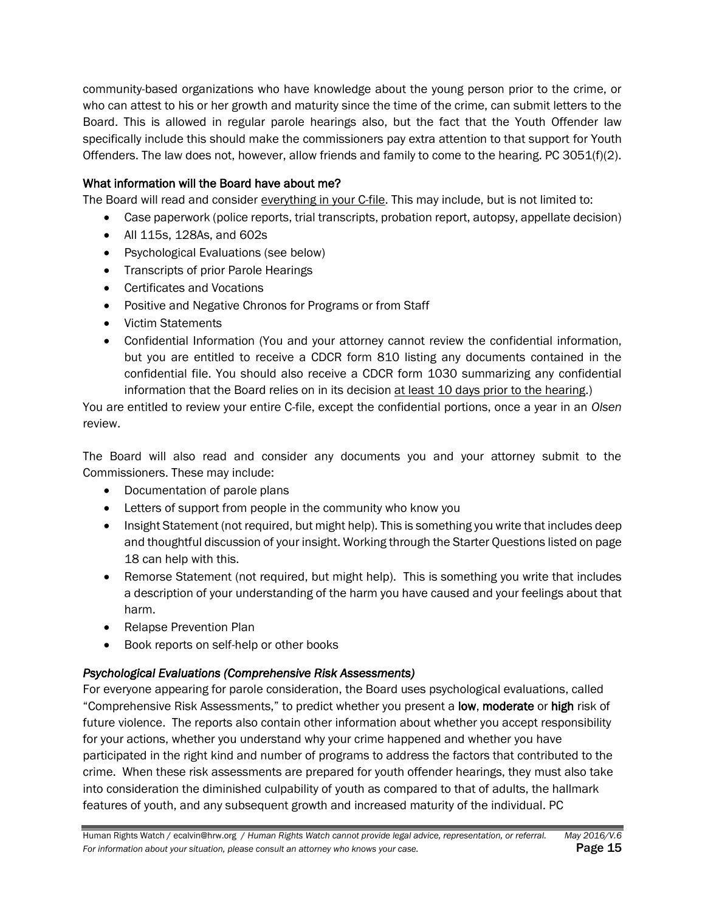community-based organizations who have knowledge about the young person prior to the crime, or who can attest to his or her growth and maturity since the time of the crime, can submit letters to the Board. This is allowed in regular parole hearings also, but the fact that the Youth Offender law specifically include this should make the commissioners pay extra attention to that support for Youth Offenders. The law does not, however, allow friends and family to come to the hearing. PC 3051(f)(2).

### What information will the Board have about me?

The Board will read and consider <u>everything in your C-file</u>. This may include, but is not limited to:

- Case paperwork (police reports, trial transcripts, probation report, autopsy, appellate decision)
- All 115s, 128As, and 602s
- Psychological Evaluations (see below)
- Transcripts of prior Parole Hearings
- Certificates and Vocations
- Positive and Negative Chronos for Programs or from Staff
- Victim Statements
- Confidential Information (You and your attorney cannot review the confidential information, but you are entitled to receive a CDCR form 810 listing any documents contained in the confidential file. You should also receive a CDCR form 1030 summarizing any confidential information that the Board relies on in its decision <u>at least 10 days prior to the hearing</u>.)

You are entitled to review your entire C-file, except the confidential portions, once a year in an *Olsen* review.

The Board will also read and consider any documents you and your attorney submit to the Commissioners. These may include:

- Documentation of parole plans
- Letters of support from people in the community who know you
- Insight Statement (not required, but might help). This is something you write that includes deep and thoughtful discussion of your insight. Working through the Starter Questions listed on page 18 can help with this.
- Remorse Statement (not required, but might help). This is something you write that includes a description of your understanding of the harm you have caused and your feelings about that harm.
- Relapse Prevention Plan
- Book reports on self-help or other books

#### *Psychological Evaluations (Comprehensive Risk Assessments)*

For everyone appearing for parole consideration, the Board uses psychological evaluations, called "Comprehensive Risk Assessments," to predict whether you present a **low**, **moderate** or **high** risk of future violence. The reports also contain other information about whether you accept responsibility for your actions, whether you understand why your crime happened and whether you have participated in the right kind and number of programs to address the factors that contributed to the crime. When these risk assessments are prepared for youth offender hearings, they must also take into consideration the diminished culpability of youth as compared to that of adults, the hallmark features of youth, and any subsequent growth and increased maturity of the individual. PC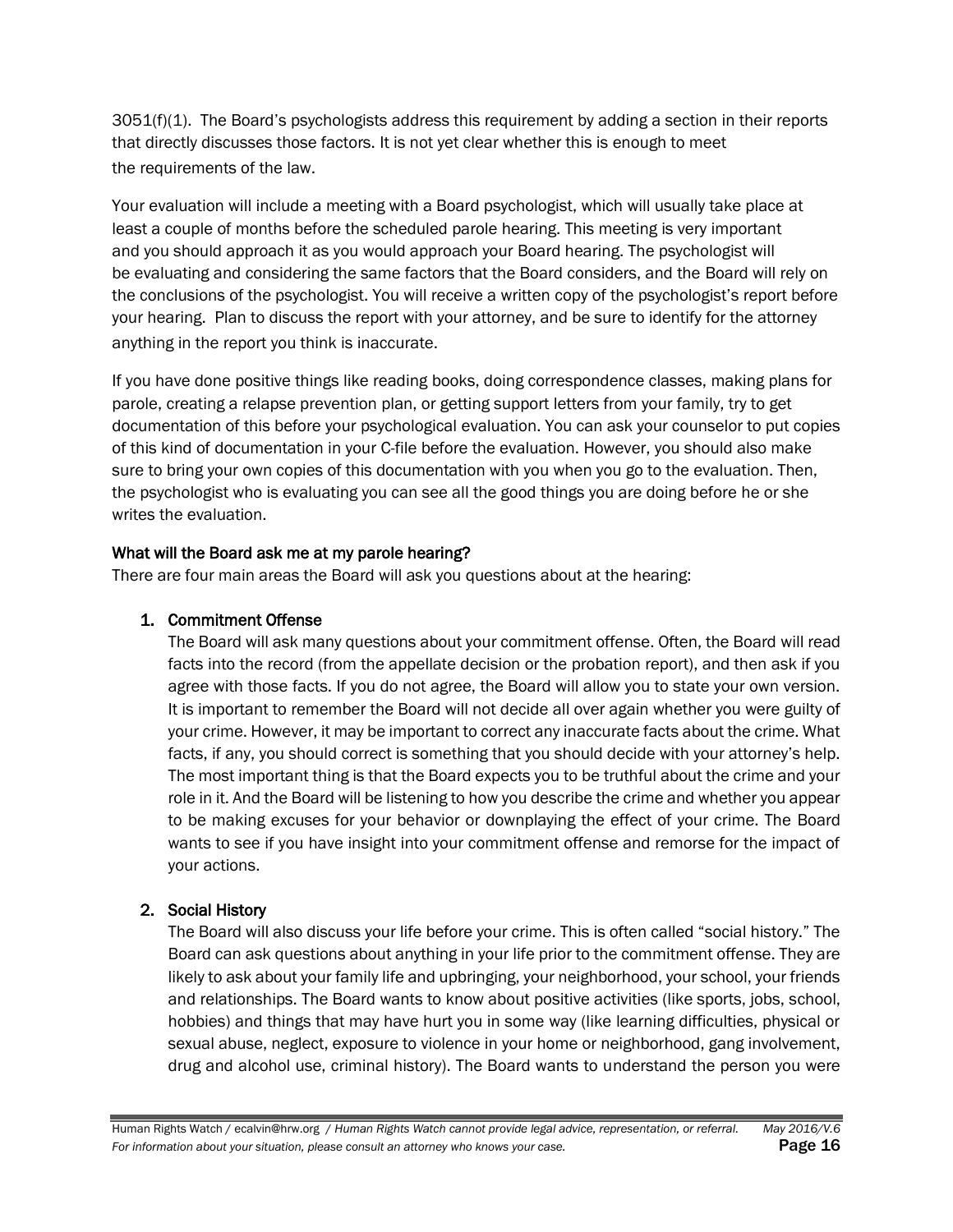3051(f)(1). The Board's psychologists address this requirement by adding a section in their reports that directly discusses those factors. It is not yet clear whether this is enough to meet the requirements of the law.

Your evaluation will include a meeting with a Board psychologist, which will usually take place at least a couple of months before the scheduled parole hearing. This meeting is very important and you should approach it as you would approach your Board hearing. The psychologist will be evaluating and considering the same factors that the Board considers, and the Board will rely on the conclusions of the psychologist. You will receive a written copy of the psychologist's report before your hearing. Plan to discuss the report with your attorney, and be sure to identify for the attorney anything in the report you think is inaccurate.

If you have done positive things like reading books, doing correspondence classes, making plans for parole, creating a relapse prevention plan, or getting support letters from your family, try to get documentation of this before your psychological evaluation. You can ask your counselor to put copies of this kind of documentation in your C-file before the evaluation. However, you should also make sure to bring your own copies of this documentation with you when you go to the evaluation. Then, the psychologist who is evaluating you can see all the good things you are doing before he or she writes the evaluation.

### What will the Board ask me at my parole hearing?

There are four main areas the Board will ask you questions about at the hearing:

1. **Commitment Offense**
   The Board will ask many questions about your commitment offense. Often, the Board will read facts into the record (from the appellate decision or the probation report), and then ask if you agree with those facts. If you do not agree, the Board will allow you to state your own version. It is important to remember the Board will not decide all over again whether you were guilty of your crime. However, it may be important to correct any inaccurate facts about the crime. What facts, if any, you should correct is something that you should decide with your attorney's help. The most important thing is that the Board expects you to be truthful about the crime and your role in it. And the Board will be listening to how you describe the crime and whether you appear to be making excuses for your behavior or downplaying the effect of your crime. The Board wants to see if you have insight into your commitment offense and remorse for the impact of your actions.

2. **Social History**
   The Board will also discuss your life before your crime. This is often called "social history." The Board can ask questions about anything in your life prior to the commitment offense. They are likely to ask about your family life and upbringing, your neighborhood, your school, your friends and relationships. The Board wants to know about positive activities (like sports, jobs, school, hobbies) and things that may have hurt you in some way (like learning difficulties, physical or sexual abuse, neglect, exposure to violence in your home or neighborhood, gang involvement, drug and alcohol use, criminal history). The Board wants to understand the person you were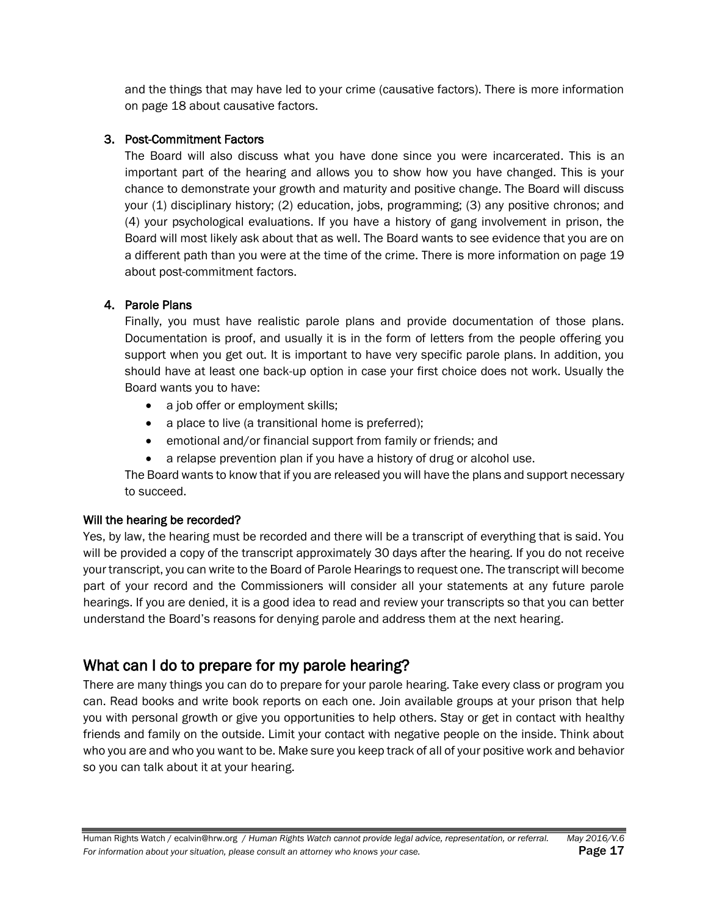and the things that may have led to your crime (causative factors). There is more information on page 18 about causative factors.

3. **Post-Commitment Factors**
   The Board will also discuss what you have done since you were incarcerated. This is an important part of the hearing and allows you to show how you have changed. This is your chance to demonstrate your growth and maturity and positive change. The Board will discuss your (1) disciplinary history; (2) education, jobs, programming; (3) any positive chronos; and (4) your psychological evaluations. If you have a history of gang involvement in prison, the Board will most likely ask about that as well. The Board wants to see evidence that you are on a different path than you were at the time of the crime. There is more information on page 19 about post-commitment factors.

4. **Parole Plans**
   Finally, you must have realistic parole plans and provide documentation of those plans. Documentation is proof, and usually it is in the form of letters from the people offering you support when you get out. It is important to have very specific parole plans. In addition, you should have at least one back-up option in case your first choice does not work. Usually the Board wants you to have:
   - a job offer or employment skills;
   - a place to live (a transitional home is preferred);
   - emotional and/or financial support from family or friends; and
   - a relapse prevention plan if you have a history of drug or alcohol use.

   The Board wants to know that if you are released you will have the plans and support necessary to succeed.

**Will the hearing be recorded?**

Yes, by law, the hearing must be recorded and there will be a transcript of everything that is said. You will be provided a copy of the transcript approximately 30 days after the hearing. If you do not receive your transcript, you can write to the Board of Parole Hearings to request one. The transcript will become part of your record and the Commissioners will consider all your statements at any future parole hearings. If you are denied, it is a good idea to read and review your transcripts so that you can better understand the Board's reasons for denying parole and address them at the next hearing.

## What can I do to prepare for my parole hearing?

There are many things you can do to prepare for your parole hearing. Take every class or program you can. Read books and write book reports on each one. Join available groups at your prison that help you with personal growth or give you opportunities to help others. Stay or get in contact with healthy friends and family on the outside. Limit your contact with negative people on the inside. Think about who you are and who you want to be. Make sure you keep track of all of your positive work and behavior so you can talk about it at your hearing.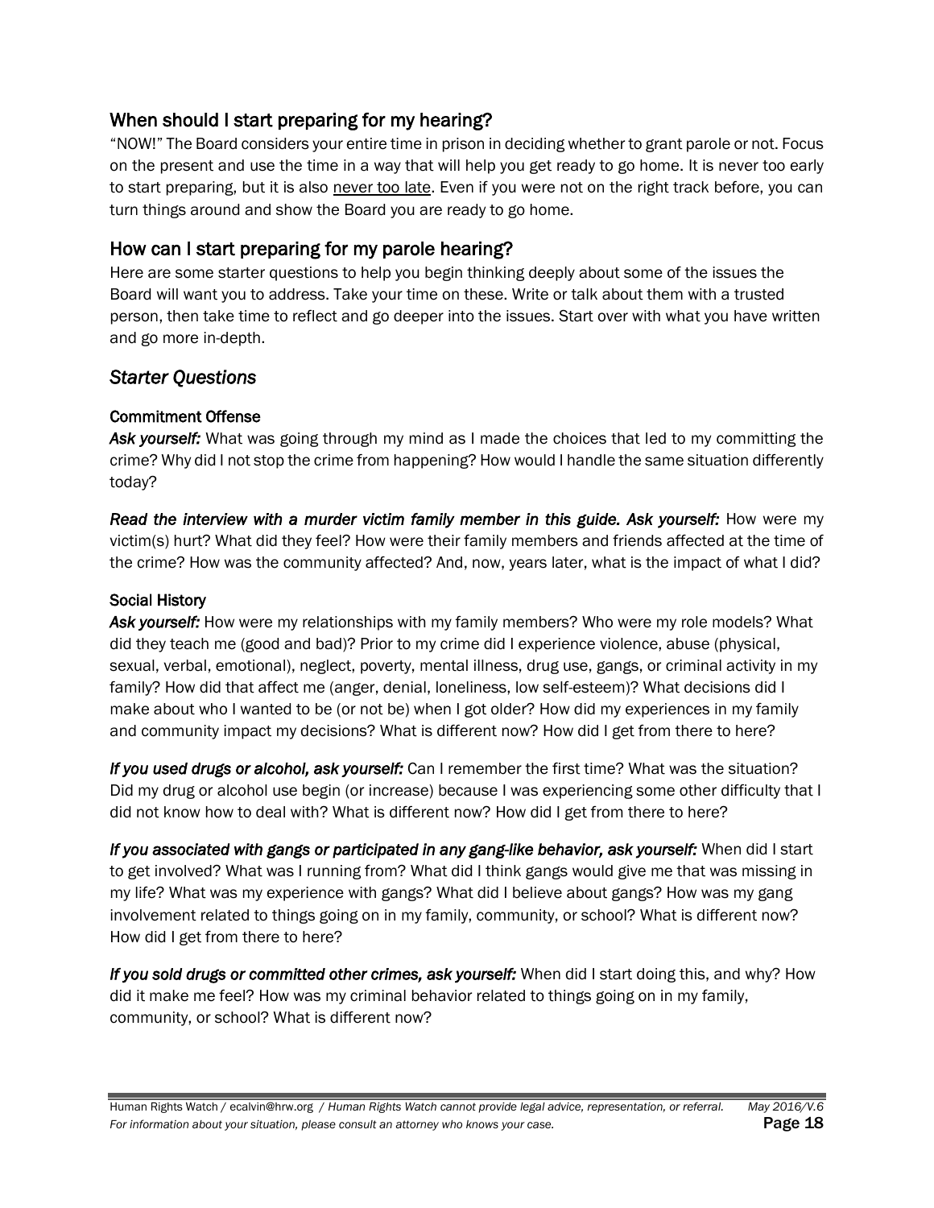## When should I start preparing for my hearing?

"NOW!" The Board considers your entire time in prison in deciding whether to grant parole or not. Focus on the present and use the time in a way that will help you get ready to go home. It is never too early to start preparing, but it is also <u>never too late</u>. Even if you were not on the right track before, you can turn things around and show the Board you are ready to go home.

## How can I start preparing for my parole hearing?

Here are some starter questions to help you begin thinking deeply about some of the issues the Board will want you to address. Take your time on these. Write or talk about them with a trusted person, then take time to reflect and go deeper into the issues. Start over with what you have written and go more in-depth.

### *Starter Questions*

#### Commitment Offense

***Ask yourself:*** What was going through my mind as I made the choices that led to my committing the crime? Why did I not stop the crime from happening? How would I handle the same situation differently today?

***Read the interview with a murder victim family member in this guide. Ask yourself:*** How were my victim(s) hurt? What did they feel? How were their family members and friends affected at the time of the crime? How was the community affected? And, now, years later, what is the impact of what I did?

#### Social History

***Ask yourself:*** How were my relationships with my family members? Who were my role models? What did they teach me (good and bad)? Prior to my crime did I experience violence, abuse (physical, sexual, verbal, emotional), neglect, poverty, mental illness, drug use, gangs, or criminal activity in my family? How did that affect me (anger, denial, loneliness, low self-esteem)? What decisions did I make about who I wanted to be (or not be) when I got older? How did my experiences in my family and community impact my decisions? What is different now? How did I get from there to here?

***If you used drugs or alcohol, ask yourself:*** Can I remember the first time? What was the situation? Did my drug or alcohol use begin (or increase) because I was experiencing some other difficulty that I did not know how to deal with? What is different now? How did I get from there to here?

***If you associated with gangs or participated in any gang-like behavior, ask yourself:*** When did I start to get involved? What was I running from? What did I think gangs would give me that was missing in my life? What was my experience with gangs? What did I believe about gangs? How was my gang involvement related to things going on in my family, community, or school? What is different now? How did I get from there to here?

***If you sold drugs or committed other crimes, ask yourself:*** When did I start doing this, and why? How did it make me feel? How was my criminal behavior related to things going on in my family, community, or school? What is different now?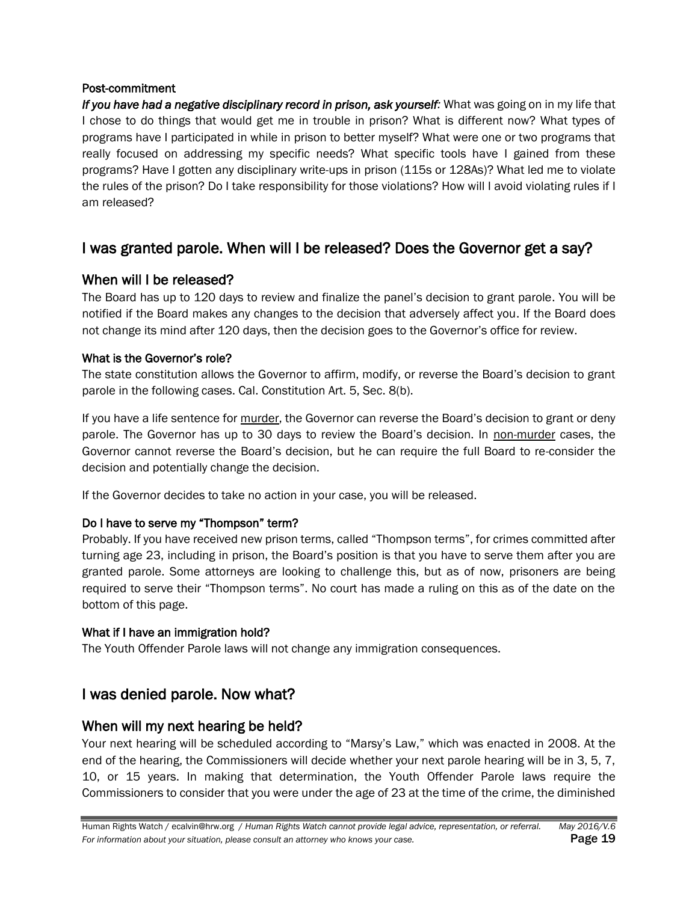**Post-commitment**

***If you have had a negative disciplinary record in prison, ask yourself:*** What was going on in my life that I chose to do things that would get me in trouble in prison? What is different now? What types of programs have I participated in while in prison to better myself? What were one or two programs that really focused on addressing my specific needs? What specific tools have I gained from these programs? Have I gotten any disciplinary write-ups in prison (115s or 128As)? What led me to violate the rules of the prison? Do I take responsibility for those violations? How will I avoid violating rules if I am released?

## I was granted parole. When will I be released? Does the Governor get a say?

### When will I be released?

The Board has up to 120 days to review and finalize the panel's decision to grant parole. You will be notified if the Board makes any changes to the decision that adversely affect you. If the Board does not change its mind after 120 days, then the decision goes to the Governor's office for review.

**What is the Governor's role?**

The state constitution allows the Governor to affirm, modify, or reverse the Board's decision to grant parole in the following cases. Cal. Constitution Art. 5, Sec. 8(b).

If you have a life sentence for murder, the Governor can reverse the Board's decision to grant or deny parole. The Governor has up to 30 days to review the Board's decision. In non-murder cases, the Governor cannot reverse the Board's decision, but he can require the full Board to re-consider the decision and potentially change the decision.

If the Governor decides to take no action in your case, you will be released.

**Do I have to serve my "Thompson" term?**

Probably. If you have received new prison terms, called "Thompson terms", for crimes committed after turning age 23, including in prison, the Board's position is that you have to serve them after you are granted parole. Some attorneys are looking to challenge this, but as of now, prisoners are being required to serve their "Thompson terms". No court has made a ruling on this as of the date on the bottom of this page.

**What if I have an immigration hold?**

The Youth Offender Parole laws will not change any immigration consequences.

## I was denied parole. Now what?

### When will my next hearing be held?

Your next hearing will be scheduled according to "Marsy's Law," which was enacted in 2008. At the end of the hearing, the Commissioners will decide whether your next parole hearing will be in 3, 5, 7, 10, or 15 years. In making that determination, the Youth Offender Parole laws require the Commissioners to consider that you were under the age of 23 at the time of the crime, the diminished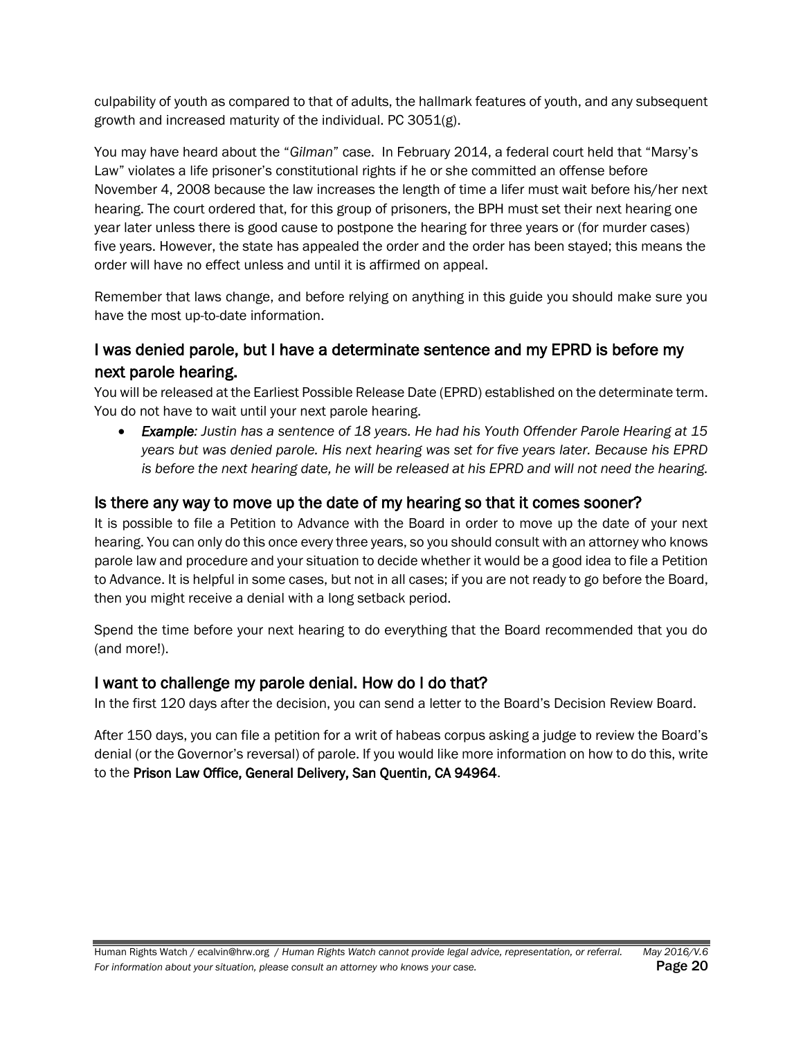culpability of youth as compared to that of adults, the hallmark features of youth, and any subsequent growth and increased maturity of the individual. PC 3051(g).

You may have heard about the "*Gilman*" case. In February 2014, a federal court held that "Marsy's Law" violates a life prisoner's constitutional rights if he or she committed an offense before November 4, 2008 because the law increases the length of time a lifer must wait before his/her next hearing. The court ordered that, for this group of prisoners, the BPH must set their next hearing one year later unless there is good cause to postpone the hearing for three years or (for murder cases) five years. However, the state has appealed the order and the order has been stayed; this means the order will have no effect unless and until it is affirmed on appeal.

Remember that laws change, and before relying on anything in this guide you should make sure you have the most up-to-date information.

## I was denied parole, but I have a determinate sentence and my EPRD is before my next parole hearing.

You will be released at the Earliest Possible Release Date (EPRD) established on the determinate term. You do not have to wait until your next parole hearing.

- ***Example:*** *Justin has a sentence of 18 years. He had his Youth Offender Parole Hearing at 15 years but was denied parole. His next hearing was set for five years later. Because his EPRD is before the next hearing date, he will be released at his EPRD and will not need the hearing.*

## Is there any way to move up the date of my hearing so that it comes sooner?

It is possible to file a Petition to Advance with the Board in order to move up the date of your next hearing. You can only do this once every three years, so you should consult with an attorney who knows parole law and procedure and your situation to decide whether it would be a good idea to file a Petition to Advance. It is helpful in some cases, but not in all cases; if you are not ready to go before the Board, then you might receive a denial with a long setback period.

Spend the time before your next hearing to do everything that the Board recommended that you do (and more!).

## I want to challenge my parole denial. How do I do that?

In the first 120 days after the decision, you can send a letter to the Board's Decision Review Board.

After 150 days, you can file a petition for a writ of habeas corpus asking a judge to review the Board's denial (or the Governor's reversal) of parole. If you would like more information on how to do this, write to the **Prison Law Office, General Delivery, San Quentin, CA 94964**.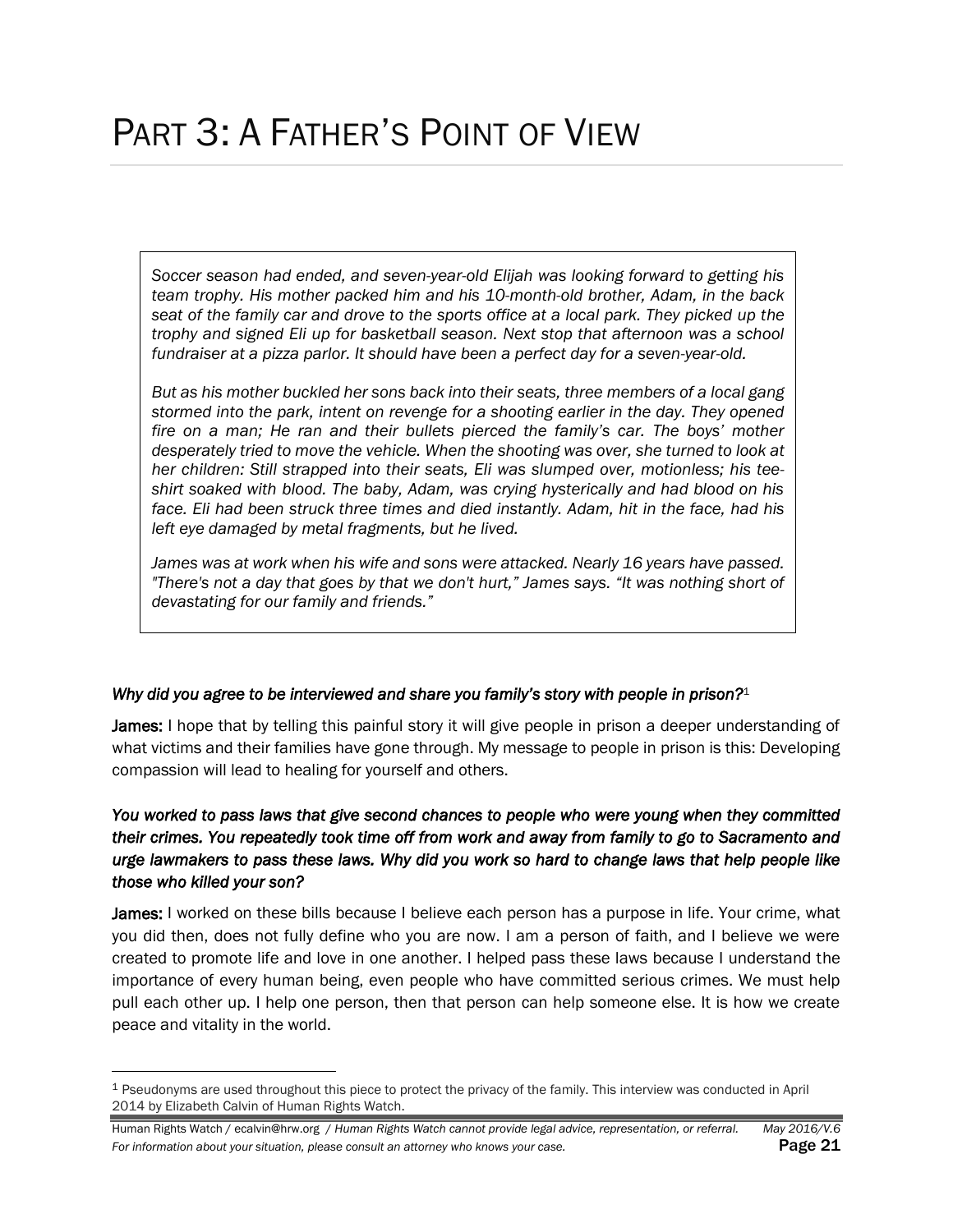# PART 3: A FATHER'S POINT OF VIEW

> *Soccer season had ended, and seven-year-old Elijah was looking forward to getting his team trophy. His mother packed him and his 10-month-old brother, Adam, in the back seat of the family car and drove to the sports office at a local park. They picked up the trophy and signed Eli up for basketball season. Next stop that afternoon was a school fundraiser at a pizza parlor. It should have been a perfect day for a seven-year-old.*
>
> *But as his mother buckled her sons back into their seats, three members of a local gang stormed into the park, intent on revenge for a shooting earlier in the day. They opened fire on a man; He ran and their bullets pierced the family's car. The boys' mother desperately tried to move the vehicle. When the shooting was over, she turned to look at her children: Still strapped into their seats, Eli was slumped over, motionless; his tee-shirt soaked with blood. The baby, Adam, was crying hysterically and had blood on his face. Eli had been struck three times and died instantly. Adam, hit in the face, had his left eye damaged by metal fragments, but he lived.*
>
> *James was at work when his wife and sons were attacked. Nearly 16 years have passed. "There's not a day that goes by that we don't hurt," James says. "It was nothing short of devastating for our family and friends."*

***Why did you agree to be interviewed and share you family's story with people in prison?***[1]

**James:** I hope that by telling this painful story it will give people in prison a deeper understanding of what victims and their families have gone through. My message to people in prison is this: Developing compassion will lead to healing for yourself and others.

***You worked to pass laws that give second chances to people who were young when they committed their crimes. You repeatedly took time off from work and away from family to go to Sacramento and urge lawmakers to pass these laws. Why did you work so hard to change laws that help people like those who killed your son?***

**James:** I worked on these bills because I believe each person has a purpose in life. Your crime, what you did then, does not fully define who you are now. I am a person of faith, and I believe we were created to promote life and love in one another. I helped pass these laws because I understand the importance of every human being, even people who have committed serious crimes. We must help pull each other up. I help one person, then that person can help someone else. It is how we create peace and vitality in the world.

---

[1] Pseudonyms are used throughout this piece to protect the privacy of the family. This interview was conducted in April 2014 by Elizabeth Calvin of Human Rights Watch.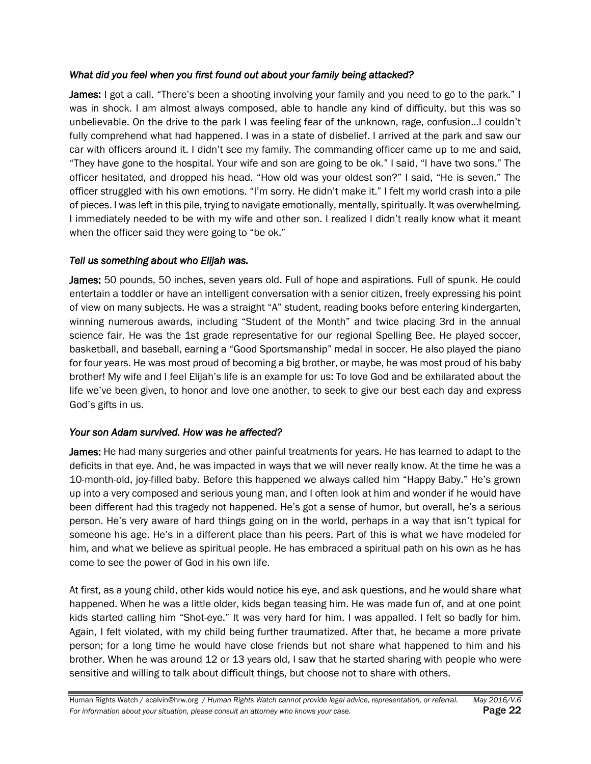*What did you feel when you first found out about your family being attacked?*

**James:** I got a call. "There's been a shooting involving your family and you need to go to the park." I was in shock. I am almost always composed, able to handle any kind of difficulty, but this was so unbelievable. On the drive to the park I was feeling fear of the unknown, rage, confusion…I couldn't fully comprehend what had happened. I was in a state of disbelief. I arrived at the park and saw our car with officers around it. I didn't see my family. The commanding officer came up to me and said, "They have gone to the hospital. Your wife and son are going to be ok." I said, "I have two sons." The officer hesitated, and dropped his head. "How old was your oldest son?" I said, "He is seven." The officer struggled with his own emotions. "I'm sorry. He didn't make it." I felt my world crash into a pile of pieces. I was left in this pile, trying to navigate emotionally, mentally, spiritually. It was overwhelming. I immediately needed to be with my wife and other son. I realized I didn't really know what it meant when the officer said they were going to "be ok."

*Tell us something about who Elijah was.*

**James:** 50 pounds, 50 inches, seven years old. Full of hope and aspirations. Full of spunk. He could entertain a toddler or have an intelligent conversation with a senior citizen, freely expressing his point of view on many subjects. He was a straight "A" student, reading books before entering kindergarten, winning numerous awards, including "Student of the Month" and twice placing 3rd in the annual science fair. He was the 1st grade representative for our regional Spelling Bee. He played soccer, basketball, and baseball, earning a "Good Sportsmanship" medal in soccer. He also played the piano for four years. He was most proud of becoming a big brother, or maybe, he was most proud of his baby brother! My wife and I feel Elijah's life is an example for us: To love God and be exhilarated about the life we've been given, to honor and love one another, to seek to give our best each day and express God's gifts in us.

*Your son Adam survived. How was he affected?*

**James:** He had many surgeries and other painful treatments for years. He has learned to adapt to the deficits in that eye. And, he was impacted in ways that we will never really know. At the time he was a 10-month-old, joy-filled baby. Before this happened we always called him "Happy Baby." He's grown up into a very composed and serious young man, and I often look at him and wonder if he would have been different had this tragedy not happened. He's got a sense of humor, but overall, he's a serious person. He's very aware of hard things going on in the world, perhaps in a way that isn't typical for someone his age. He's in a different place than his peers. Part of this is what we have modeled for him, and what we believe as spiritual people. He has embraced a spiritual path on his own as he has come to see the power of God in his own life.

At first, as a young child, other kids would notice his eye, and ask questions, and he would share what happened. When he was a little older, kids began teasing him. He was made fun of, and at one point kids started calling him "Shot-eye." It was very hard for him. I was appalled. I felt so badly for him. Again, I felt violated, with my child being further traumatized. After that, he became a more private person; for a long time he would have close friends but not share what happened to him and his brother. When he was around 12 or 13 years old, I saw that he started sharing with people who were sensitive and willing to talk about difficult things, but choose not to share with others.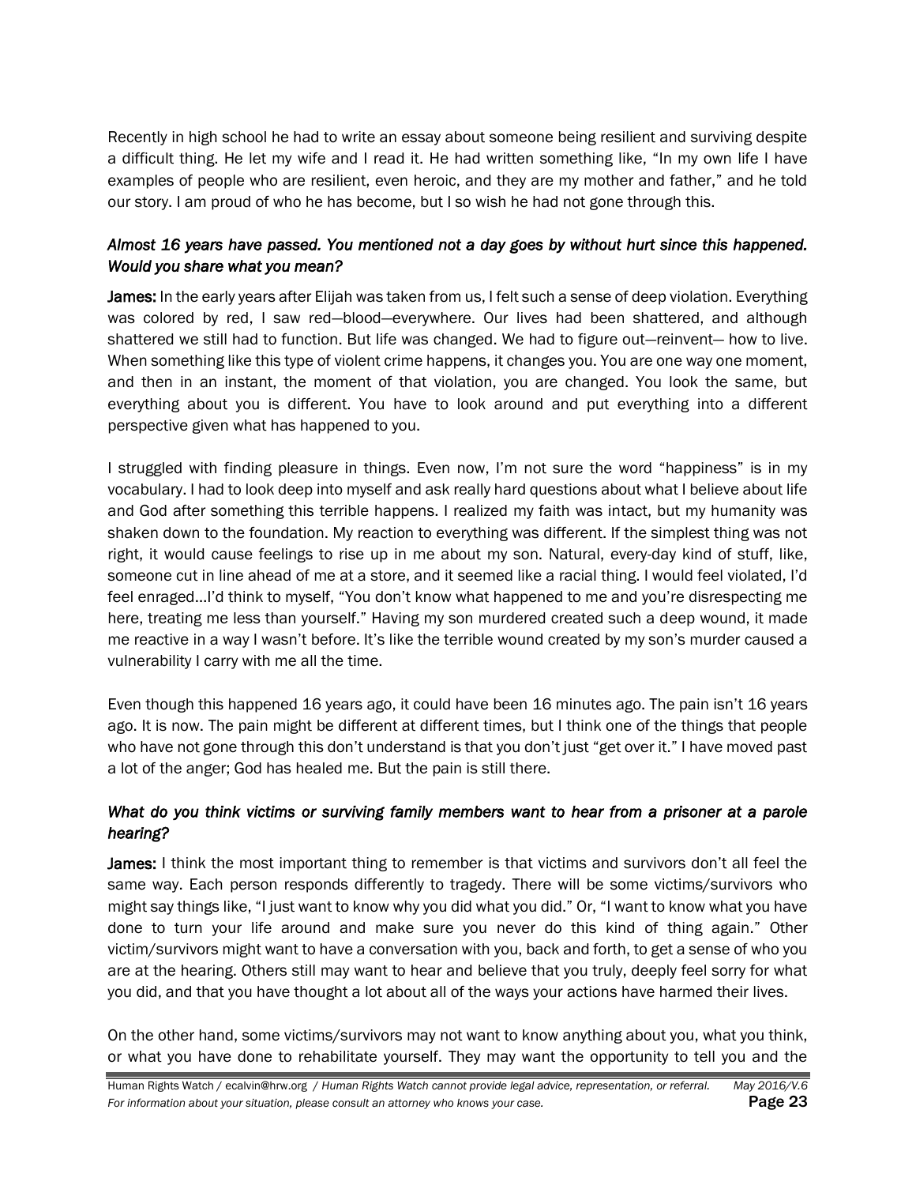Recently in high school he had to write an essay about someone being resilient and surviving despite a difficult thing. He let my wife and I read it. He had written something like, "In my own life I have examples of people who are resilient, even heroic, and they are my mother and father," and he told our story. I am proud of who he has become, but I so wish he had not gone through this.

*Almost 16 years have passed. You mentioned not a day goes by without hurt since this happened. Would you share what you mean?*

**James:** In the early years after Elijah was taken from us, I felt such a sense of deep violation. Everything was colored by red, I saw red—blood—everywhere. Our lives had been shattered, and although shattered we still had to function. But life was changed. We had to figure out—reinvent— how to live. When something like this type of violent crime happens, it changes you. You are one way one moment, and then in an instant, the moment of that violation, you are changed. You look the same, but everything about you is different. You have to look around and put everything into a different perspective given what has happened to you.

I struggled with finding pleasure in things. Even now, I'm not sure the word "happiness" is in my vocabulary. I had to look deep into myself and ask really hard questions about what I believe about life and God after something this terrible happens. I realized my faith was intact, but my humanity was shaken down to the foundation. My reaction to everything was different. If the simplest thing was not right, it would cause feelings to rise up in me about my son. Natural, every-day kind of stuff, like, someone cut in line ahead of me at a store, and it seemed like a racial thing. I would feel violated, I'd feel enraged…I'd think to myself, "You don't know what happened to me and you're disrespecting me here, treating me less than yourself." Having my son murdered created such a deep wound, it made me reactive in a way I wasn't before. It's like the terrible wound created by my son's murder caused a vulnerability I carry with me all the time.

Even though this happened 16 years ago, it could have been 16 minutes ago. The pain isn't 16 years ago. It is now. The pain might be different at different times, but I think one of the things that people who have not gone through this don't understand is that you don't just "get over it." I have moved past a lot of the anger; God has healed me. But the pain is still there.

*What do you think victims or surviving family members want to hear from a prisoner at a parole hearing?*

**James:** I think the most important thing to remember is that victims and survivors don't all feel the same way. Each person responds differently to tragedy. There will be some victims/survivors who might say things like, "I just want to know why you did what you did." Or, "I want to know what you have done to turn your life around and make sure you never do this kind of thing again." Other victim/survivors might want to have a conversation with you, back and forth, to get a sense of who you are at the hearing. Others still may want to hear and believe that you truly, deeply feel sorry for what you did, and that you have thought a lot about all of the ways your actions have harmed their lives.

On the other hand, some victims/survivors may not want to know anything about you, what you think, or what you have done to rehabilitate yourself. They may want the opportunity to tell you and the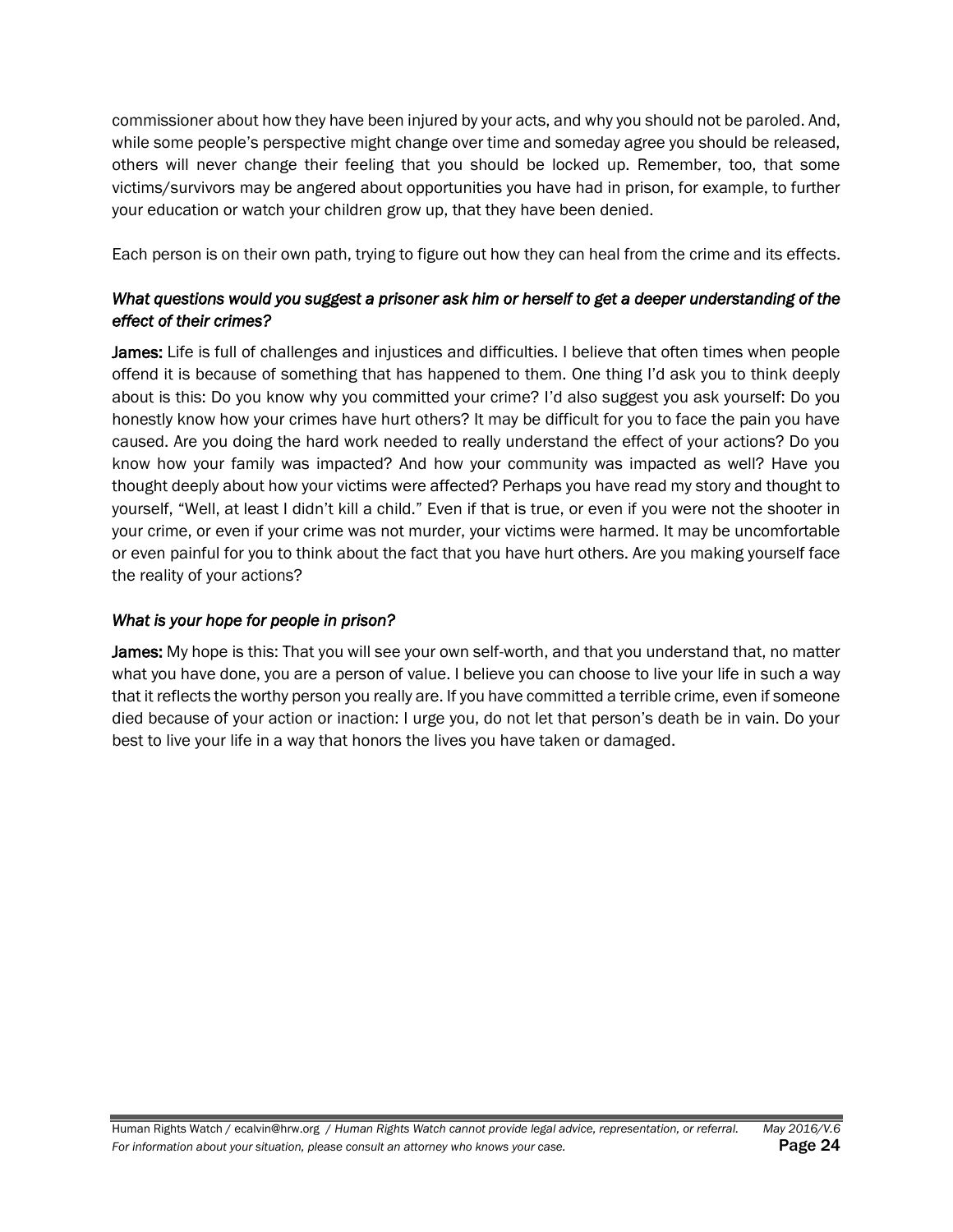commissioner about how they have been injured by your acts, and why you should not be paroled. And, while some people's perspective might change over time and someday agree you should be released, others will never change their feeling that you should be locked up. Remember, too, that some victims/survivors may be angered about opportunities you have had in prison, for example, to further your education or watch your children grow up, that they have been denied.

Each person is on their own path, trying to figure out how they can heal from the crime and its effects.

*What questions would you suggest a prisoner ask him or herself to get a deeper understanding of the effect of their crimes?*

**James:** Life is full of challenges and injustices and difficulties. I believe that often times when people offend it is because of something that has happened to them. One thing I'd ask you to think deeply about is this: Do you know why you committed your crime? I'd also suggest you ask yourself: Do you honestly know how your crimes have hurt others? It may be difficult for you to face the pain you have caused. Are you doing the hard work needed to really understand the effect of your actions? Do you know how your family was impacted? And how your community was impacted as well? Have you thought deeply about how your victims were affected? Perhaps you have read my story and thought to yourself, "Well, at least I didn't kill a child." Even if that is true, or even if you were not the shooter in your crime, or even if your crime was not murder, your victims were harmed. It may be uncomfortable or even painful for you to think about the fact that you have hurt others. Are you making yourself face the reality of your actions?

*What is your hope for people in prison?*

**James:** My hope is this: That you will see your own self-worth, and that you understand that, no matter what you have done, you are a person of value. I believe you can choose to live your life in such a way that it reflects the worthy person you really are. If you have committed a terrible crime, even if someone died because of your action or inaction: I urge you, do not let that person's death be in vain. Do your best to live your life in a way that honors the lives you have taken or damaged.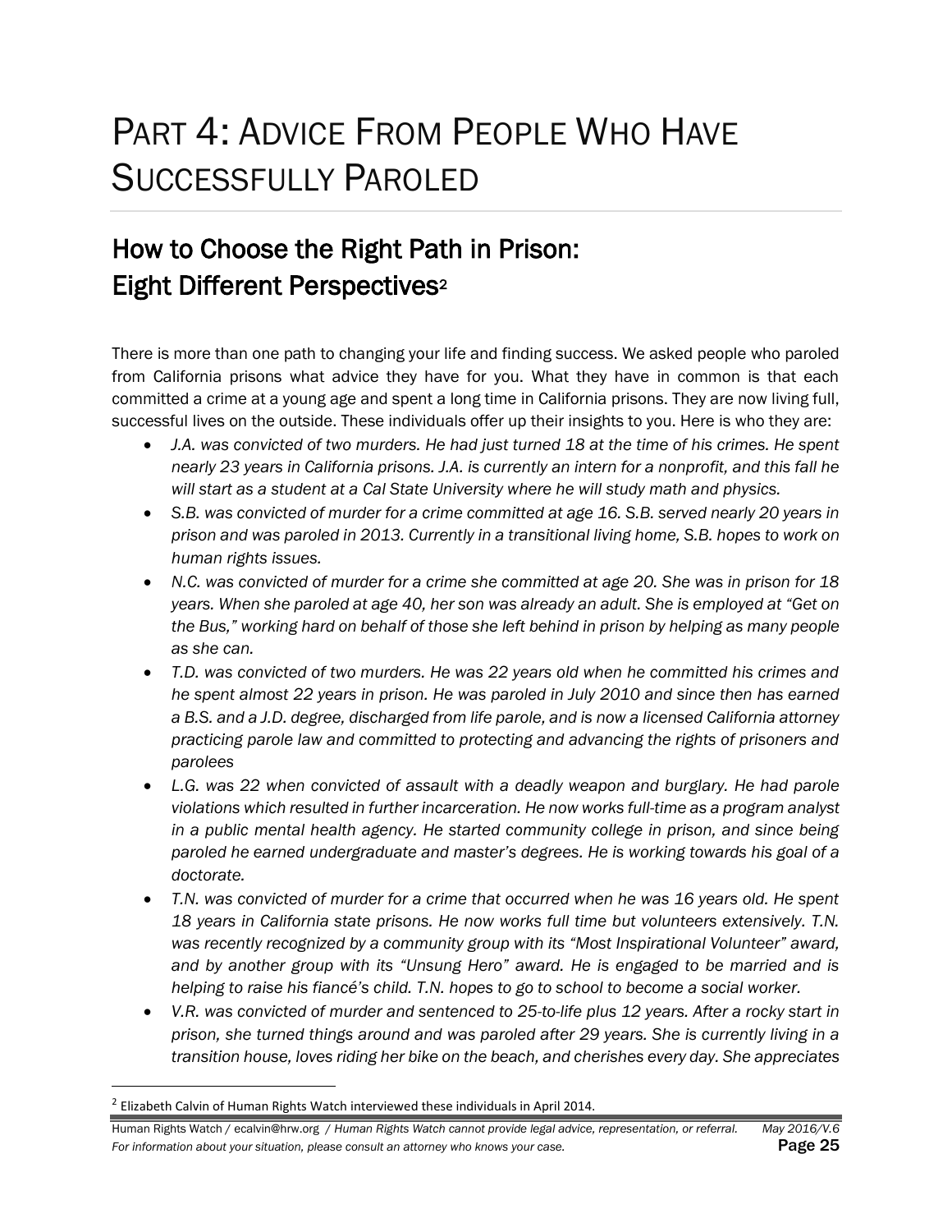# PART 4: ADVICE FROM PEOPLE WHO HAVE SUCCESSFULLY PAROLED

## How to Choose the Right Path in Prison: Eight Different Perspectives[2]

There is more than one path to changing your life and finding success. We asked people who paroled from California prisons what advice they have for you. What they have in common is that each committed a crime at a young age and spent a long time in California prisons. They are now living full, successful lives on the outside. These individuals offer up their insights to you. Here is who they are:

- *J.A. was convicted of two murders. He had just turned 18 at the time of his crimes. He spent nearly 23 years in California prisons. J.A. is currently an intern for a nonprofit, and this fall he will start as a student at a Cal State University where he will study math and physics.*
- *S.B. was convicted of murder for a crime committed at age 16. S.B. served nearly 20 years in prison and was paroled in 2013. Currently in a transitional living home, S.B. hopes to work on human rights issues.*
- *N.C. was convicted of murder for a crime she committed at age 20. She was in prison for 18 years. When she paroled at age 40, her son was already an adult. She is employed at "Get on the Bus," working hard on behalf of those she left behind in prison by helping as many people as she can.*
- *T.D. was convicted of two murders. He was 22 years old when he committed his crimes and he spent almost 22 years in prison. He was paroled in July 2010 and since then has earned a B.S. and a J.D. degree, discharged from life parole, and is now a licensed California attorney practicing parole law and committed to protecting and advancing the rights of prisoners and parolees*
- *L.G. was 22 when convicted of assault with a deadly weapon and burglary. He had parole violations which resulted in further incarceration. He now works full-time as a program analyst in a public mental health agency. He started community college in prison, and since being paroled he earned undergraduate and master's degrees. He is working towards his goal of a doctorate.*
- *T.N. was convicted of murder for a crime that occurred when he was 16 years old. He spent 18 years in California state prisons. He now works full time but volunteers extensively. T.N. was recently recognized by a community group with its "Most Inspirational Volunteer" award, and by another group with its "Unsung Hero" award. He is engaged to be married and is helping to raise his fiancé's child. T.N. hopes to go to school to become a social worker.*
- *V.R. was convicted of murder and sentenced to 25-to-life plus 12 years. After a rocky start in prison, she turned things around and was paroled after 29 years. She is currently living in a transition house, loves riding her bike on the beach, and cherishes every day. She appreciates*

[2] Elizabeth Calvin of Human Rights Watch interviewed these individuals in April 2014.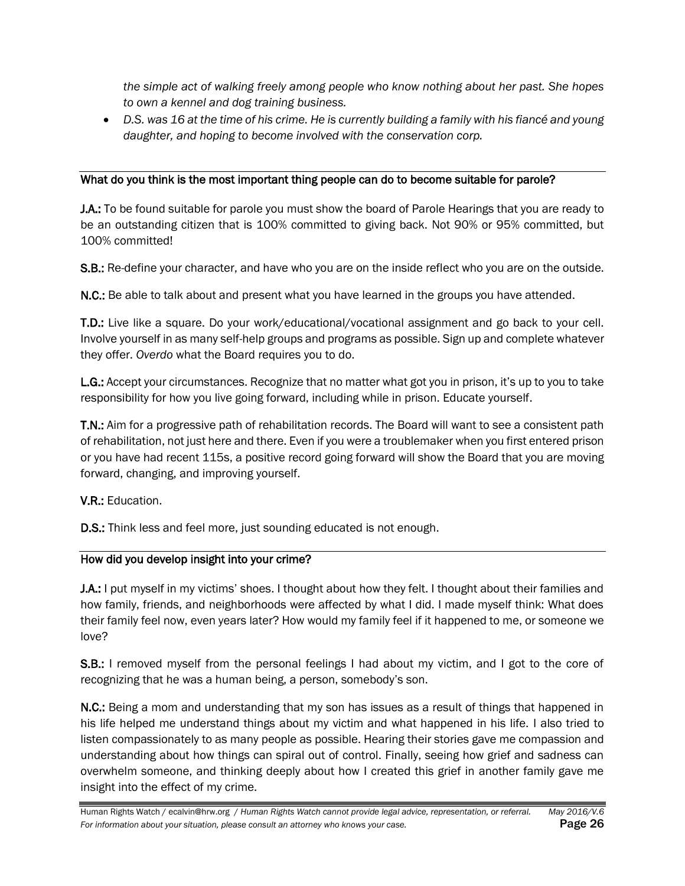*the simple act of walking freely among people who know nothing about her past. She hopes to own a kennel and dog training business.*

- *D.S. was 16 at the time of his crime. He is currently building a family with his fiancé and young daughter, and hoping to become involved with the conservation corp.*

## What do you think is the most important thing people can do to become suitable for parole?

**J.A.:** To be found suitable for parole you must show the board of Parole Hearings that you are ready to be an outstanding citizen that is 100% committed to giving back. Not 90% or 95% committed, but 100% committed!

**S.B.:** Re-define your character, and have who you are on the inside reflect who you are on the outside.

**N.C.:** Be able to talk about and present what you have learned in the groups you have attended.

**T.D.:** Live like a square. Do your work/educational/vocational assignment and go back to your cell. Involve yourself in as many self-help groups and programs as possible. Sign up and complete whatever they offer. *Overdo* what the Board requires you to do.

**L.G.:** Accept your circumstances. Recognize that no matter what got you in prison, it's up to you to take responsibility for how you live going forward, including while in prison. Educate yourself.

**T.N.:** Aim for a progressive path of rehabilitation records. The Board will want to see a consistent path of rehabilitation, not just here and there. Even if you were a troublemaker when you first entered prison or you have had recent 115s, a positive record going forward will show the Board that you are moving forward, changing, and improving yourself.

**V.R.:** Education.

**D.S.:** Think less and feel more, just sounding educated is not enough.

## How did you develop insight into your crime?

**J.A.:** I put myself in my victims' shoes. I thought about how they felt. I thought about their families and how family, friends, and neighborhoods were affected by what I did. I made myself think: What does their family feel now, even years later? How would my family feel if it happened to me, or someone we love?

**S.B.:** I removed myself from the personal feelings I had about my victim, and I got to the core of recognizing that he was a human being, a person, somebody's son.

**N.C.:** Being a mom and understanding that my son has issues as a result of things that happened in his life helped me understand things about my victim and what happened in his life. I also tried to listen compassionately to as many people as possible. Hearing their stories gave me compassion and understanding about how things can spiral out of control. Finally, seeing how grief and sadness can overwhelm someone, and thinking deeply about how I created this grief in another family gave me insight into the effect of my crime.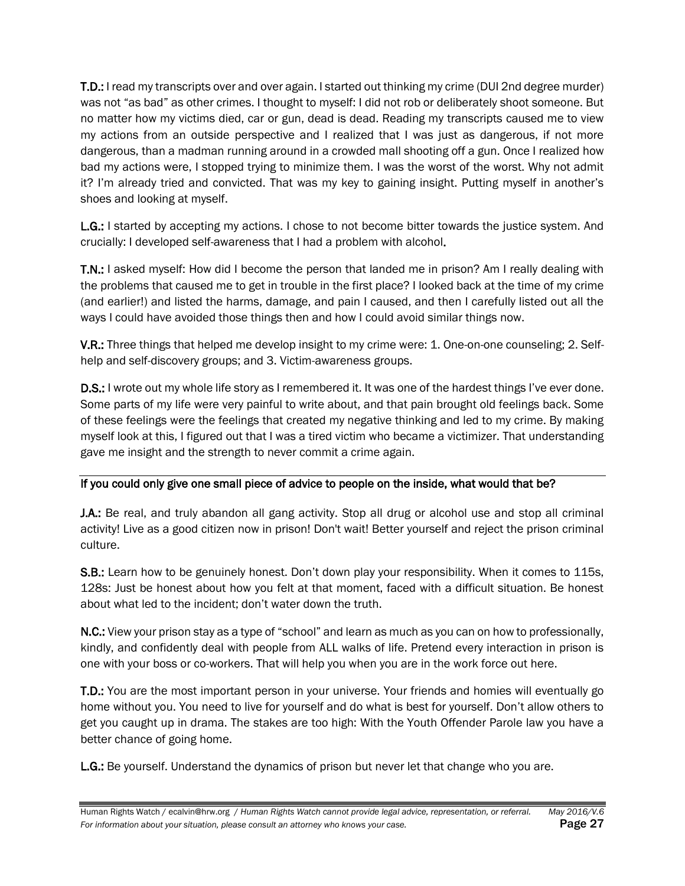**T.D.:** I read my transcripts over and over again. I started out thinking my crime (DUI 2nd degree murder) was not "as bad" as other crimes. I thought to myself: I did not rob or deliberately shoot someone. But no matter how my victims died, car or gun, dead is dead. Reading my transcripts caused me to view my actions from an outside perspective and I realized that I was just as dangerous, if not more dangerous, than a madman running around in a crowded mall shooting off a gun. Once I realized how bad my actions were, I stopped trying to minimize them. I was the worst of the worst. Why not admit it? I'm already tried and convicted. That was my key to gaining insight. Putting myself in another's shoes and looking at myself.

**L.G.:** I started by accepting my actions. I chose to not become bitter towards the justice system. And crucially: I developed self-awareness that I had a problem with alcohol.

**T.N.:** I asked myself: How did I become the person that landed me in prison? Am I really dealing with the problems that caused me to get in trouble in the first place? I looked back at the time of my crime (and earlier!) and listed the harms, damage, and pain I caused, and then I carefully listed out all the ways I could have avoided those things then and how I could avoid similar things now.

**V.R.:** Three things that helped me develop insight to my crime were: 1. One-on-one counseling; 2. Self-help and self-discovery groups; and 3. Victim-awareness groups.

**D.S.:** I wrote out my whole life story as I remembered it. It was one of the hardest things I've ever done. Some parts of my life were very painful to write about, and that pain brought old feelings back. Some of these feelings were the feelings that created my negative thinking and led to my crime. By making myself look at this, I figured out that I was a tired victim who became a victimizer. That understanding gave me insight and the strength to never commit a crime again.

<u>If you could only give one small piece of advice to people on the inside, what would that be?</u>

**J.A.:** Be real, and truly abandon all gang activity. Stop all drug or alcohol use and stop all criminal activity! Live as a good citizen now in prison! Don't wait! Better yourself and reject the prison criminal culture.

**S.B.:** Learn how to be genuinely honest. Don't down play your responsibility. When it comes to 115s, 128s: Just be honest about how you felt at that moment, faced with a difficult situation. Be honest about what led to the incident; don't water down the truth.

**N.C.:** View your prison stay as a type of "school" and learn as much as you can on how to professionally, kindly, and confidently deal with people from ALL walks of life. Pretend every interaction in prison is one with your boss or co-workers. That will help you when you are in the work force out here.

**T.D.:** You are the most important person in your universe. Your friends and homies will eventually go home without you. You need to live for yourself and do what is best for yourself. Don't allow others to get you caught up in drama. The stakes are too high: With the Youth Offender Parole law you have a better chance of going home.

**L.G.:** Be yourself. Understand the dynamics of prison but never let that change who you are.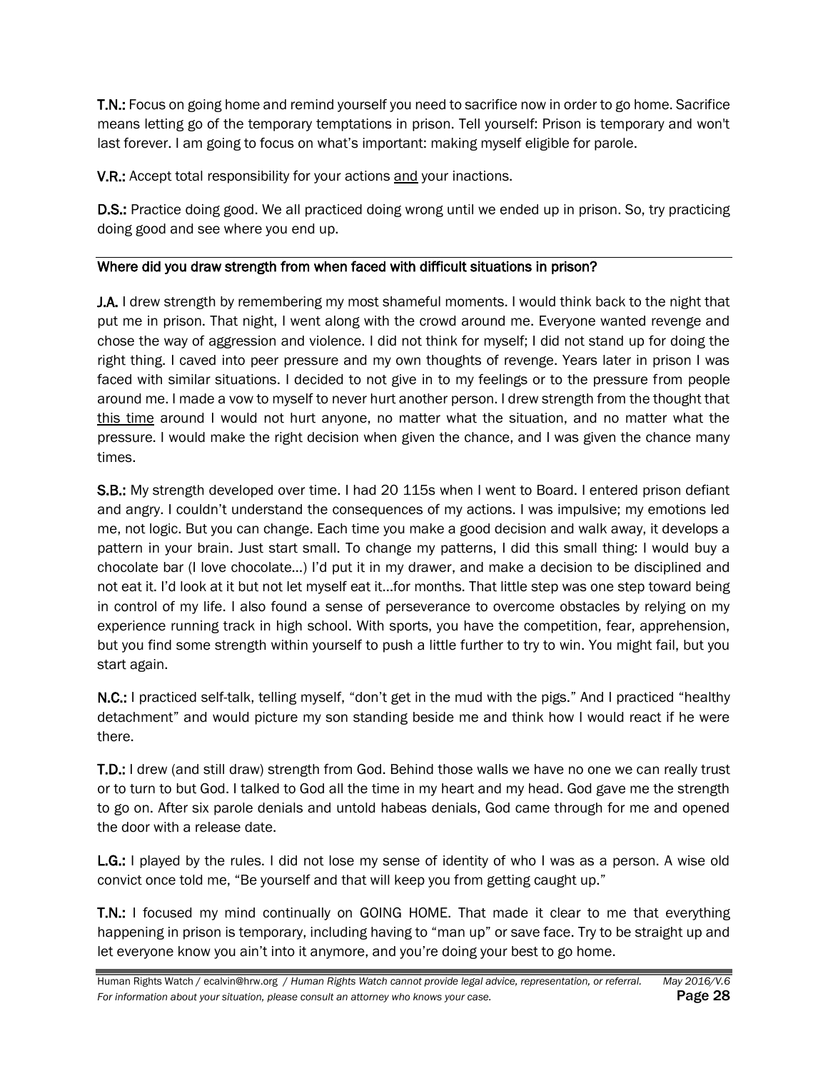**T.N.:** Focus on going home and remind yourself you need to sacrifice now in order to go home. Sacrifice means letting go of the temporary temptations in prison. Tell yourself: Prison is temporary and won't last forever. I am going to focus on what's important: making myself eligible for parole.

**V.R.:** Accept total responsibility for your actions <u>and</u> your inactions.

**D.S.:** Practice doing good. We all practiced doing wrong until we ended up in prison. So, try practicing doing good and see where you end up.

**Where did you draw strength from when faced with difficult situations in prison?**

**J.A.** I drew strength by remembering my most shameful moments. I would think back to the night that put me in prison. That night, I went along with the crowd around me. Everyone wanted revenge and chose the way of aggression and violence. I did not think for myself; I did not stand up for doing the right thing. I caved into peer pressure and my own thoughts of revenge. Years later in prison I was faced with similar situations. I decided to not give in to my feelings or to the pressure from people around me. I made a vow to myself to never hurt another person. I drew strength from the thought that <u>this time</u> around I would not hurt anyone, no matter what the situation, and no matter what the pressure. I would make the right decision when given the chance, and I was given the chance many times.

**S.B.:** My strength developed over time. I had 20 115s when I went to Board. I entered prison defiant and angry. I couldn't understand the consequences of my actions. I was impulsive; my emotions led me, not logic. But you can change. Each time you make a good decision and walk away, it develops a pattern in your brain. Just start small. To change my patterns, I did this small thing: I would buy a chocolate bar (I love chocolate…) I'd put it in my drawer, and make a decision to be disciplined and not eat it. I'd look at it but not let myself eat it…for months. That little step was one step toward being in control of my life. I also found a sense of perseverance to overcome obstacles by relying on my experience running track in high school. With sports, you have the competition, fear, apprehension, but you find some strength within yourself to push a little further to try to win. You might fail, but you start again.

**N.C.:** I practiced self-talk, telling myself, "don't get in the mud with the pigs." And I practiced "healthy detachment" and would picture my son standing beside me and think how I would react if he were there.

**T.D.:** I drew (and still draw) strength from God. Behind those walls we have no one we can really trust or to turn to but God. I talked to God all the time in my heart and my head. God gave me the strength to go on. After six parole denials and untold habeas denials, God came through for me and opened the door with a release date.

**L.G.:** I played by the rules. I did not lose my sense of identity of who I was as a person. A wise old convict once told me, "Be yourself and that will keep you from getting caught up."

**T.N.:** I focused my mind continually on GOING HOME. That made it clear to me that everything happening in prison is temporary, including having to "man up" or save face. Try to be straight up and let everyone know you ain't into it anymore, and you're doing your best to go home.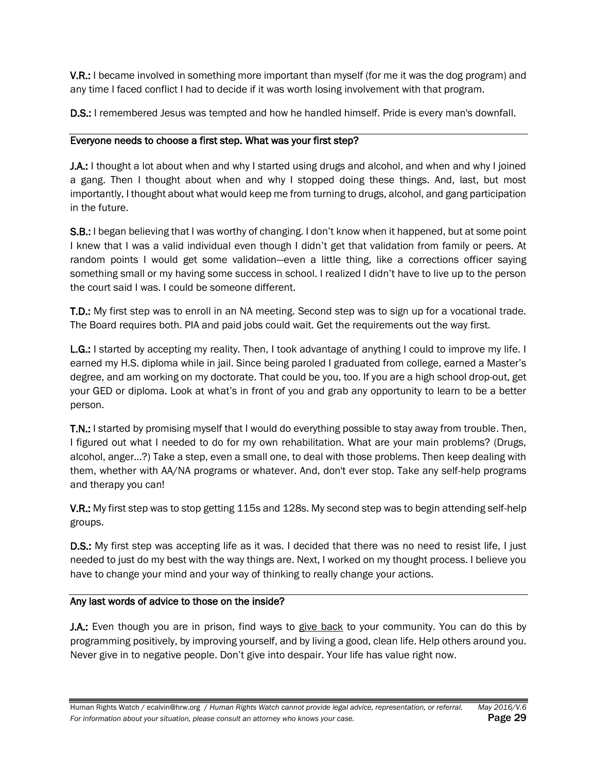**V.R.:** I became involved in something more important than myself (for me it was the dog program) and any time I faced conflict I had to decide if it was worth losing involvement with that program.

**D.S.:** I remembered Jesus was tempted and how he handled himself. Pride is every man's downfall.

## Everyone needs to choose a first step. What was your first step?

**J.A.:** I thought a lot about when and why I started using drugs and alcohol, and when and why I joined a gang. Then I thought about when and why I stopped doing these things. And, last, but most importantly, I thought about what would keep me from turning to drugs, alcohol, and gang participation in the future.

**S.B.:** I began believing that I was worthy of changing. I don't know when it happened, but at some point I knew that I was a valid individual even though I didn't get that validation from family or peers. At random points I would get some validation—even a little thing, like a corrections officer saying something small or my having some success in school. I realized I didn't have to live up to the person the court said I was. I could be someone different.

**T.D.:** My first step was to enroll in an NA meeting. Second step was to sign up for a vocational trade. The Board requires both. PIA and paid jobs could wait. Get the requirements out the way first.

**L.G.:** I started by accepting my reality. Then, I took advantage of anything I could to improve my life. I earned my H.S. diploma while in jail. Since being paroled I graduated from college, earned a Master's degree, and am working on my doctorate. That could be you, too. If you are a high school drop-out, get your GED or diploma. Look at what's in front of you and grab any opportunity to learn to be a better person.

**T.N.:** I started by promising myself that I would do everything possible to stay away from trouble. Then, I figured out what I needed to do for my own rehabilitation. What are your main problems? (Drugs, alcohol, anger…?) Take a step, even a small one, to deal with those problems. Then keep dealing with them, whether with AA/NA programs or whatever. And, don't ever stop. Take any self-help programs and therapy you can!

**V.R.:** My first step was to stop getting 115s and 128s. My second step was to begin attending self-help groups.

**D.S.:** My first step was accepting life as it was. I decided that there was no need to resist life, I just needed to just do my best with the way things are. Next, I worked on my thought process. I believe you have to change your mind and your way of thinking to really change your actions.

## Any last words of advice to those on the inside?

**J.A.:** Even though you are in prison, find ways to give back to your community. You can do this by programming positively, by improving yourself, and by living a good, clean life. Help others around you. Never give in to negative people. Don't give into despair. Your life has value right now.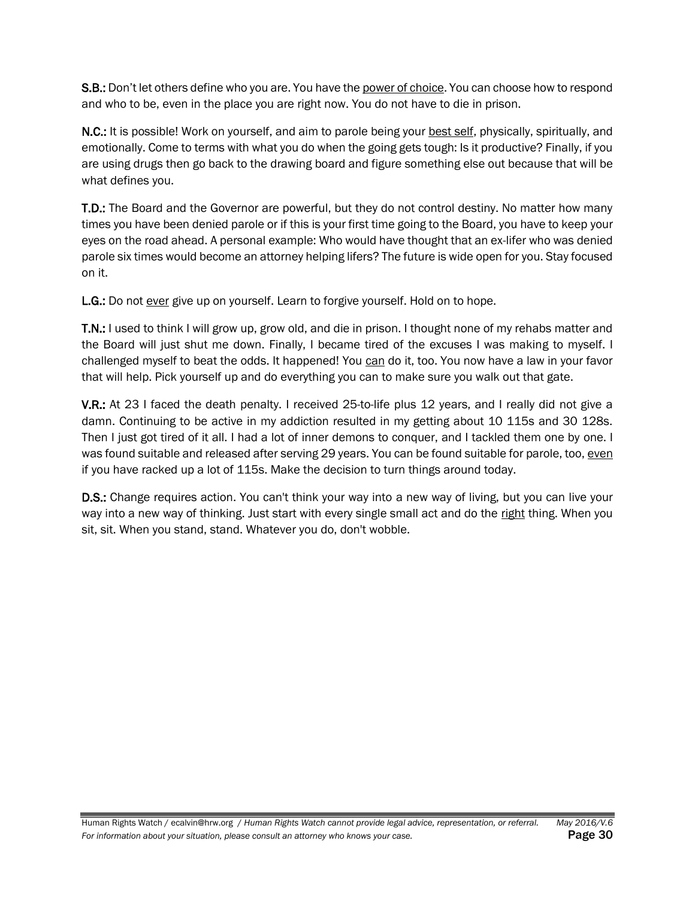**S.B.:** Don't let others define who you are. You have the <u>power of choice</u>. You can choose how to respond and who to be, even in the place you are right now. You do not have to die in prison.

**N.C.:** It is possible! Work on yourself, and aim to parole being your <u>best self</u>, physically, spiritually, and emotionally. Come to terms with what you do when the going gets tough: Is it productive? Finally, if you are using drugs then go back to the drawing board and figure something else out because that will be what defines you.

**T.D.:** The Board and the Governor are powerful, but they do not control destiny. No matter how many times you have been denied parole or if this is your first time going to the Board, you have to keep your eyes on the road ahead. A personal example: Who would have thought that an ex-lifer who was denied parole six times would become an attorney helping lifers? The future is wide open for you. Stay focused on it.

**L.G.:** Do not <u>ever</u> give up on yourself. Learn to forgive yourself. Hold on to hope.

**T.N.:** I used to think I will grow up, grow old, and die in prison. I thought none of my rehabs matter and the Board will just shut me down. Finally, I became tired of the excuses I was making to myself. I challenged myself to beat the odds. It happened! You <u>can</u> do it, too. You now have a law in your favor that will help. Pick yourself up and do everything you can to make sure you walk out that gate.

**V.R.:** At 23 I faced the death penalty. I received 25-to-life plus 12 years, and I really did not give a damn. Continuing to be active in my addiction resulted in my getting about 10 115s and 30 128s. Then I just got tired of it all. I had a lot of inner demons to conquer, and I tackled them one by one. I was found suitable and released after serving 29 years. You can be found suitable for parole, too, <u>even</u> if you have racked up a lot of 115s. Make the decision to turn things around today.

**D.S.:** Change requires action. You can't think your way into a new way of living, but you can live your way into a new way of thinking. Just start with every single small act and do the <u>right</u> thing. When you sit, sit. When you stand, stand. Whatever you do, don't wobble.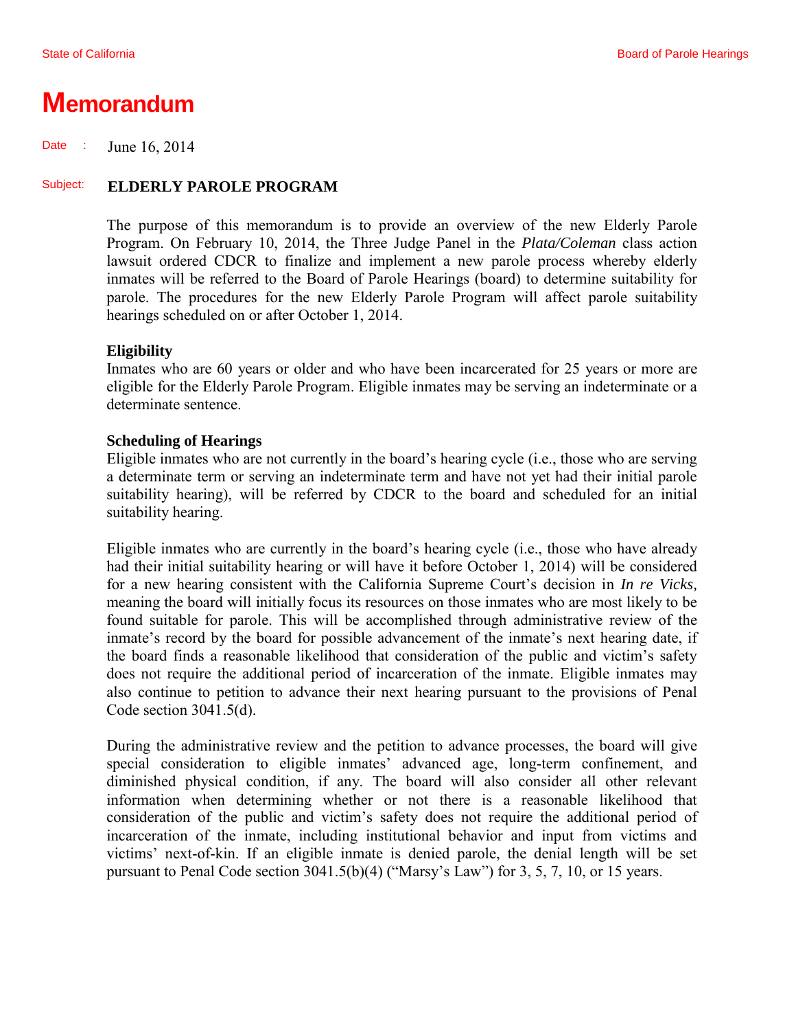State of California — Board of Parole Hearings

# Memorandum

Date : June 16, 2014

Subject: **ELDERLY PAROLE PROGRAM**

The purpose of this memorandum is to provide an overview of the new Elderly Parole Program. On February 10, 2014, the Three Judge Panel in the *Plata/Coleman* class action lawsuit ordered CDCR to finalize and implement a new parole process whereby elderly inmates will be referred to the Board of Parole Hearings (board) to determine suitability for parole. The procedures for the new Elderly Parole Program will affect parole suitability hearings scheduled on or after October 1, 2014.

**Eligibility**
Inmates who are 60 years or older and who have been incarcerated for 25 years or more are eligible for the Elderly Parole Program. Eligible inmates may be serving an indeterminate or a determinate sentence.

**Scheduling of Hearings**
Eligible inmates who are not currently in the board's hearing cycle (i.e., those who are serving a determinate term or serving an indeterminate term and have not yet had their initial parole suitability hearing), will be referred by CDCR to the board and scheduled for an initial suitability hearing.

Eligible inmates who are currently in the board's hearing cycle (i.e., those who have already had their initial suitability hearing or will have it before October 1, 2014) will be considered for a new hearing consistent with the California Supreme Court's decision in *In re Vicks,* meaning the board will initially focus its resources on those inmates who are most likely to be found suitable for parole. This will be accomplished through administrative review of the inmate's record by the board for possible advancement of the inmate's next hearing date, if the board finds a reasonable likelihood that consideration of the public and victim's safety does not require the additional period of incarceration of the inmate. Eligible inmates may also continue to petition to advance their next hearing pursuant to the provisions of Penal Code section 3041.5(d).

During the administrative review and the petition to advance processes, the board will give special consideration to eligible inmates' advanced age, long-term confinement, and diminished physical condition, if any. The board will also consider all other relevant information when determining whether or not there is a reasonable likelihood that consideration of the public and victim's safety does not require the additional period of incarceration of the inmate, including institutional behavior and input from victims and victims' next-of-kin. If an eligible inmate is denied parole, the denial length will be set pursuant to Penal Code section 3041.5(b)(4) ("Marsy's Law") for 3, 5, 7, 10, or 15 years.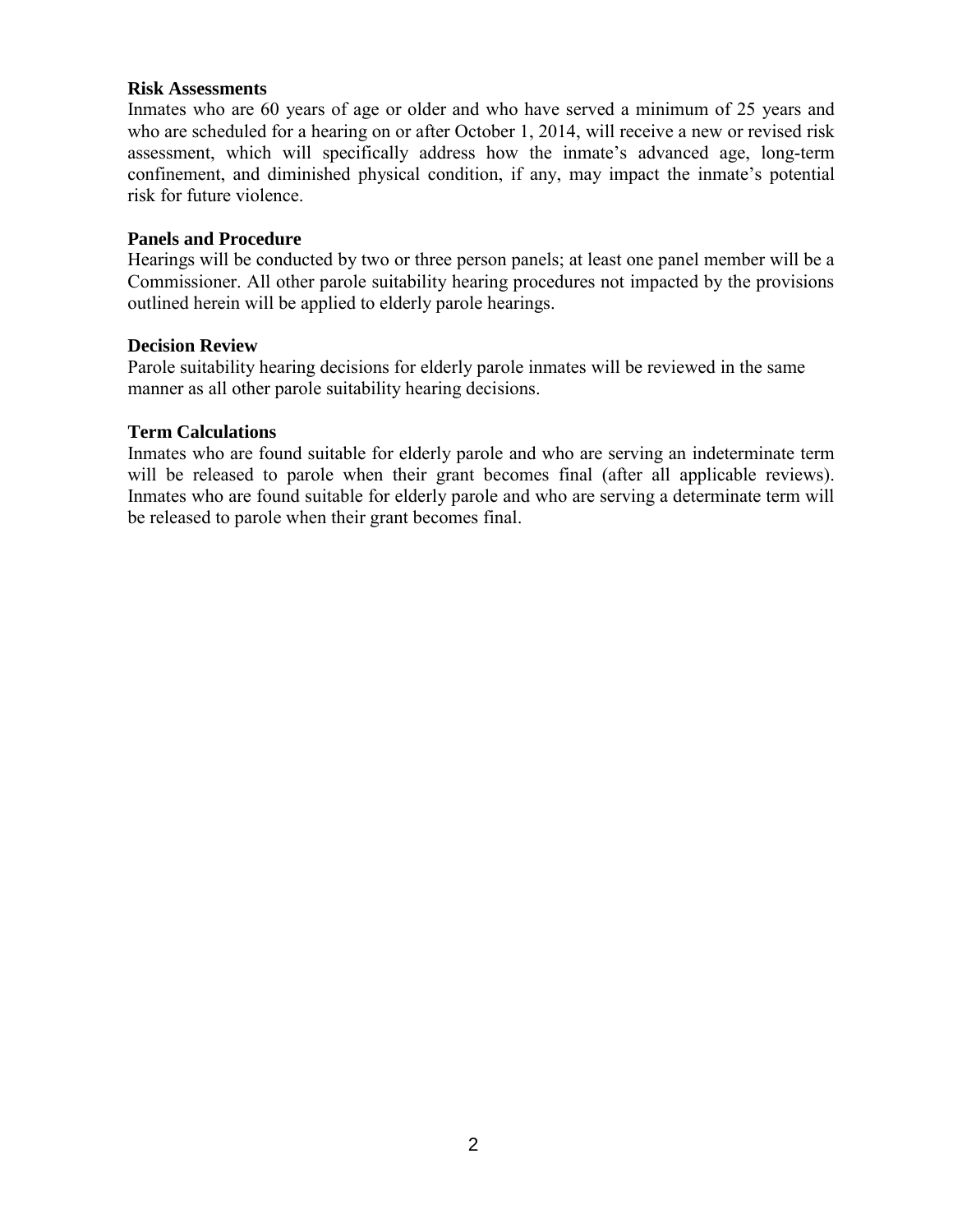**Risk Assessments**

Inmates who are 60 years of age or older and who have served a minimum of 25 years and who are scheduled for a hearing on or after October 1, 2014, will receive a new or revised risk assessment, which will specifically address how the inmate's advanced age, long-term confinement, and diminished physical condition, if any, may impact the inmate's potential risk for future violence.

**Panels and Procedure**

Hearings will be conducted by two or three person panels; at least one panel member will be a Commissioner. All other parole suitability hearing procedures not impacted by the provisions outlined herein will be applied to elderly parole hearings.

**Decision Review**

Parole suitability hearing decisions for elderly parole inmates will be reviewed in the same manner as all other parole suitability hearing decisions.

**Term Calculations**

Inmates who are found suitable for elderly parole and who are serving an indeterminate term will be released to parole when their grant becomes final (after all applicable reviews). Inmates who are found suitable for elderly parole and who are serving a determinate term will be released to parole when their grant becomes final.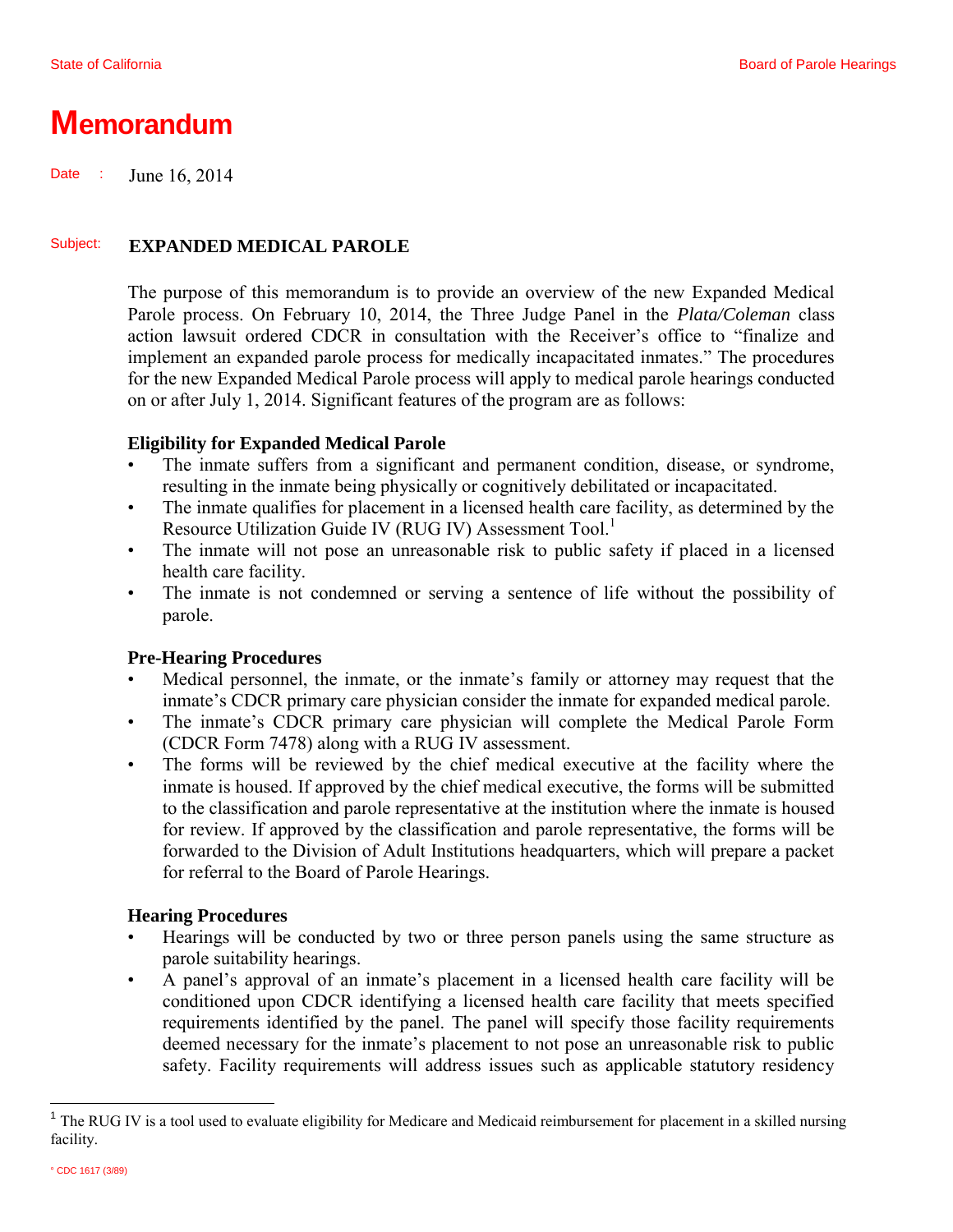State of California Board of Parole Hearings

# Memorandum

Date : June 16, 2014

Subject: **EXPANDED MEDICAL PAROLE**

The purpose of this memorandum is to provide an overview of the new Expanded Medical Parole process. On February 10, 2014, the Three Judge Panel in the *Plata/Coleman* class action lawsuit ordered CDCR in consultation with the Receiver's office to "finalize and implement an expanded parole process for medically incapacitated inmates." The procedures for the new Expanded Medical Parole process will apply to medical parole hearings conducted on or after July 1, 2014. Significant features of the program are as follows:

**Eligibility for Expanded Medical Parole**

- The inmate suffers from a significant and permanent condition, disease, or syndrome, resulting in the inmate being physically or cognitively debilitated or incapacitated.
- The inmate qualifies for placement in a licensed health care facility, as determined by the Resource Utilization Guide IV (RUG IV) Assessment Tool.[1]
- The inmate will not pose an unreasonable risk to public safety if placed in a licensed health care facility.
- The inmate is not condemned or serving a sentence of life without the possibility of parole.

**Pre-Hearing Procedures**

- Medical personnel, the inmate, or the inmate's family or attorney may request that the inmate's CDCR primary care physician consider the inmate for expanded medical parole.
- The inmate's CDCR primary care physician will complete the Medical Parole Form (CDCR Form 7478) along with a RUG IV assessment.
- The forms will be reviewed by the chief medical executive at the facility where the inmate is housed. If approved by the chief medical executive, the forms will be submitted to the classification and parole representative at the institution where the inmate is housed for review. If approved by the classification and parole representative, the forms will be forwarded to the Division of Adult Institutions headquarters, which will prepare a packet for referral to the Board of Parole Hearings.

**Hearing Procedures**

- Hearings will be conducted by two or three person panels using the same structure as parole suitability hearings.
- A panel's approval of an inmate's placement in a licensed health care facility will be conditioned upon CDCR identifying a licensed health care facility that meets specified requirements identified by the panel. The panel will specify those facility requirements deemed necessary for the inmate's placement to not pose an unreasonable risk to public safety. Facility requirements will address issues such as applicable statutory residency

[1] The RUG IV is a tool used to evaluate eligibility for Medicare and Medicaid reimbursement for placement in a skilled nursing facility.

° CDC 1617 (3/89)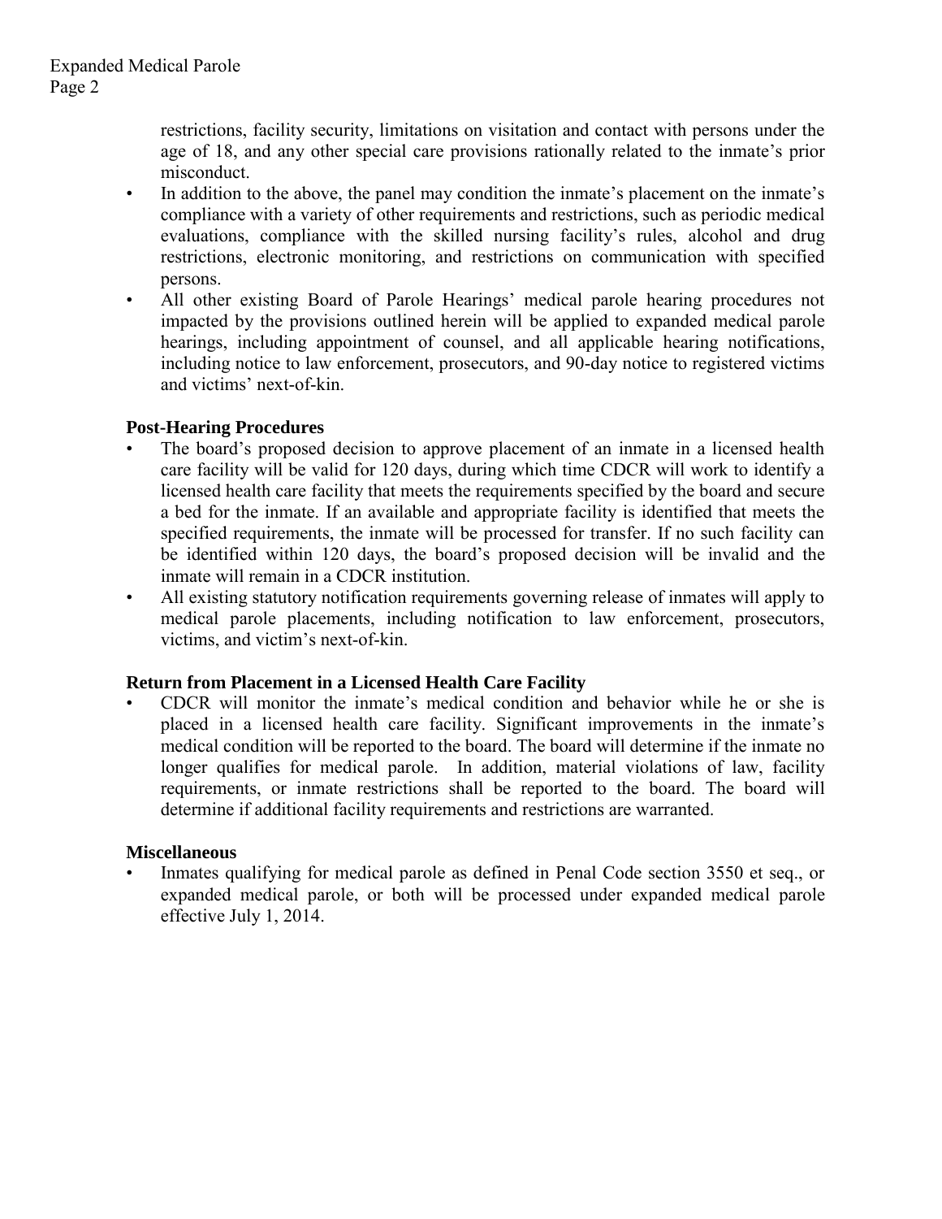restrictions, facility security, limitations on visitation and contact with persons under the age of 18, and any other special care provisions rationally related to the inmate's prior misconduct.

- In addition to the above, the panel may condition the inmate's placement on the inmate's compliance with a variety of other requirements and restrictions, such as periodic medical evaluations, compliance with the skilled nursing facility's rules, alcohol and drug restrictions, electronic monitoring, and restrictions on communication with specified persons.
- All other existing Board of Parole Hearings' medical parole hearing procedures not impacted by the provisions outlined herein will be applied to expanded medical parole hearings, including appointment of counsel, and all applicable hearing notifications, including notice to law enforcement, prosecutors, and 90-day notice to registered victims and victims' next-of-kin.

**Post-Hearing Procedures**

- The board's proposed decision to approve placement of an inmate in a licensed health care facility will be valid for 120 days, during which time CDCR will work to identify a licensed health care facility that meets the requirements specified by the board and secure a bed for the inmate. If an available and appropriate facility is identified that meets the specified requirements, the inmate will be processed for transfer. If no such facility can be identified within 120 days, the board's proposed decision will be invalid and the inmate will remain in a CDCR institution.
- All existing statutory notification requirements governing release of inmates will apply to medical parole placements, including notification to law enforcement, prosecutors, victims, and victim's next-of-kin.

**Return from Placement in a Licensed Health Care Facility**

- CDCR will monitor the inmate's medical condition and behavior while he or she is placed in a licensed health care facility. Significant improvements in the inmate's medical condition will be reported to the board. The board will determine if the inmate no longer qualifies for medical parole. In addition, material violations of law, facility requirements, or inmate restrictions shall be reported to the board. The board will determine if additional facility requirements and restrictions are warranted.

**Miscellaneous**

- Inmates qualifying for medical parole as defined in Penal Code section 3550 et seq., or expanded medical parole, or both will be processed under expanded medical parole effective July 1, 2014.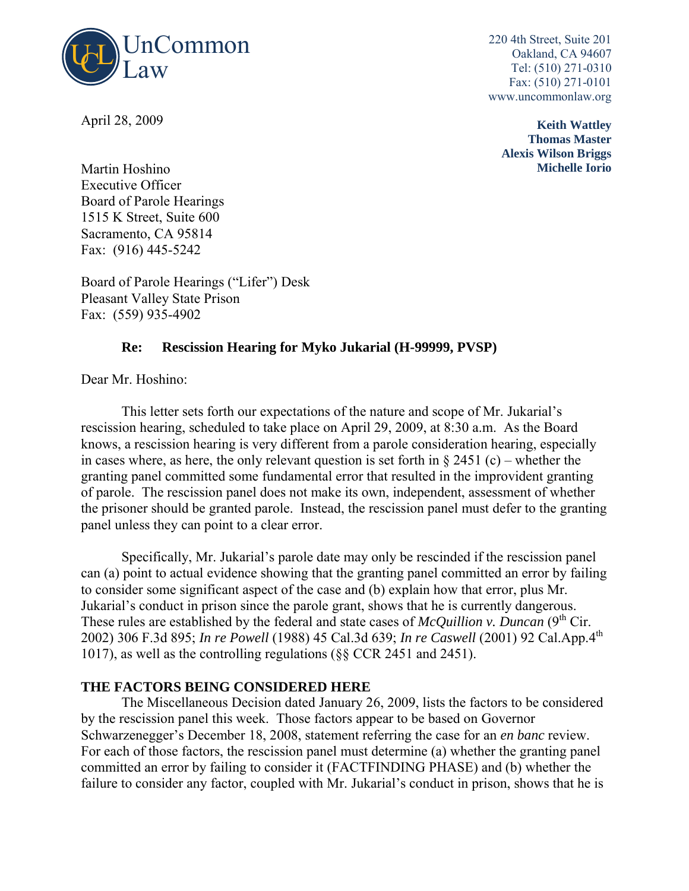UnCommon Law

220 4th Street, Suite 201
Oakland, CA 94607
Tel: (510) 271-0310
Fax: (510) 271-0101
www.uncommonlaw.org

**Keith Wattley**
**Thomas Master**
**Alexis Wilson Briggs**
**Michelle Iorio**

April 28, 2009

Martin Hoshino
Executive Officer
Board of Parole Hearings
1515 K Street, Suite 600
Sacramento, CA 95814
Fax: (916) 445-5242

Board of Parole Hearings ("Lifer") Desk
Pleasant Valley State Prison
Fax: (559) 935-4902

**Re: Rescission Hearing for Myko Jukarial (H-99999, PVSP)**

Dear Mr. Hoshino:

This letter sets forth our expectations of the nature and scope of Mr. Jukarial's rescission hearing, scheduled to take place on April 29, 2009, at 8:30 a.m. As the Board knows, a rescission hearing is very different from a parole consideration hearing, especially in cases where, as here, the only relevant question is set forth in § 2451 (c) – whether the granting panel committed some fundamental error that resulted in the improvident granting of parole. The rescission panel does not make its own, independent, assessment of whether the prisoner should be granted parole. Instead, the rescission panel must defer to the granting panel unless they can point to a clear error.

Specifically, Mr. Jukarial's parole date may only be rescinded if the rescission panel can (a) point to actual evidence showing that the granting panel committed an error by failing to consider some significant aspect of the case and (b) explain how that error, plus Mr. Jukarial's conduct in prison since the parole grant, shows that he is currently dangerous. These rules are established by the federal and state cases of *McQuillion v. Duncan* (9th Cir. 2002) 306 F.3d 895; *In re Powell* (1988) 45 Cal.3d 639; *In re Caswell* (2001) 92 Cal.App.4th 1017), as well as the controlling regulations (§§ CCR 2451 and 2451).

**THE FACTORS BEING CONSIDERED HERE**

The Miscellaneous Decision dated January 26, 2009, lists the factors to be considered by the rescission panel this week. Those factors appear to be based on Governor Schwarzenegger's December 18, 2008, statement referring the case for an *en banc* review. For each of those factors, the rescission panel must determine (a) whether the granting panel committed an error by failing to consider it (FACTFINDING PHASE) and (b) whether the failure to consider any factor, coupled with Mr. Jukarial's conduct in prison, shows that he is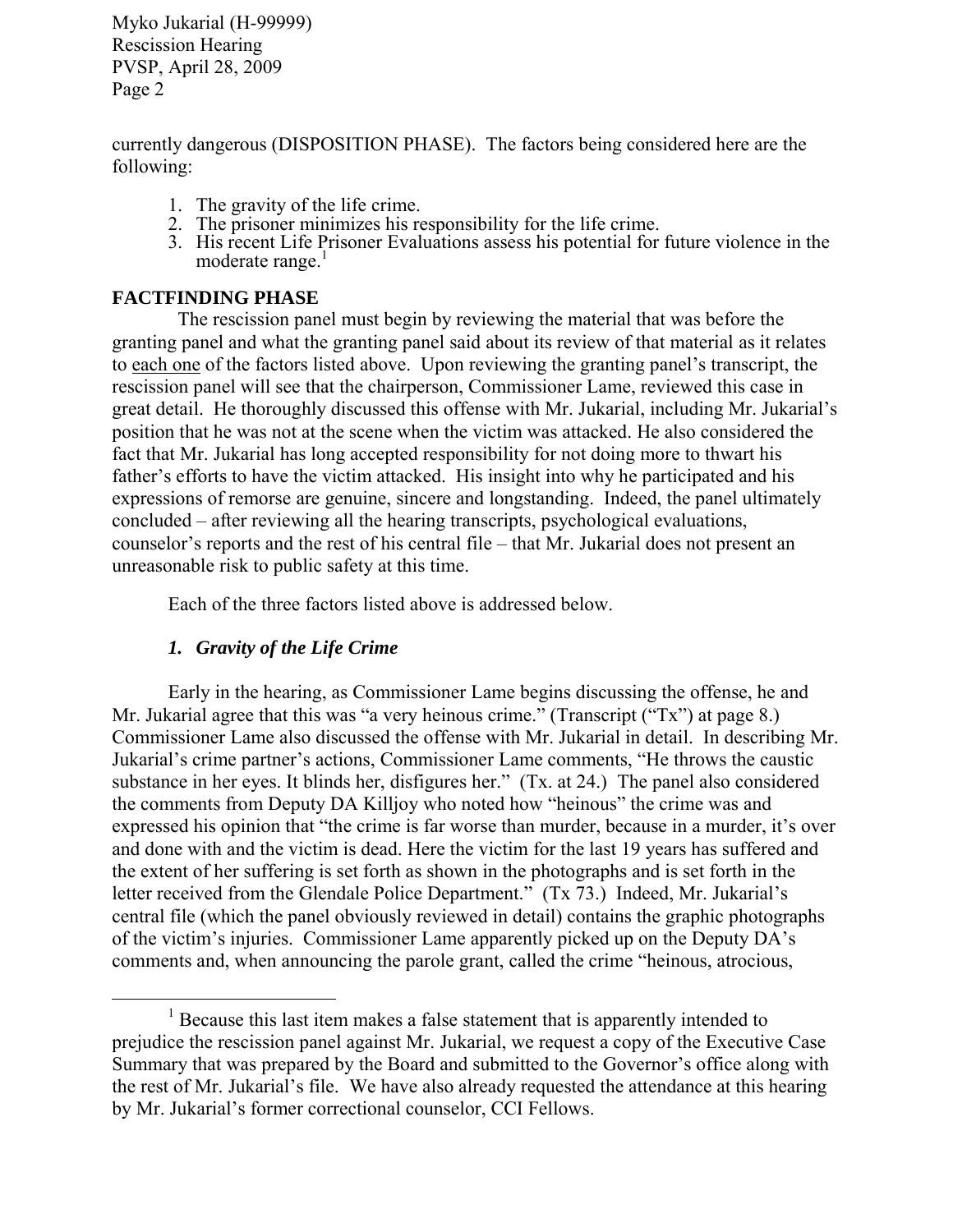currently dangerous (DISPOSITION PHASE). The factors being considered here are the following:

1. The gravity of the life crime.
2. The prisoner minimizes his responsibility for the life crime.
3. His recent Life Prisoner Evaluations assess his potential for future violence in the moderate range.[1]

**FACTFINDING PHASE**

The rescission panel must begin by reviewing the material that was before the granting panel and what the granting panel said about its review of that material as it relates to each one of the factors listed above. Upon reviewing the granting panel's transcript, the rescission panel will see that the chairperson, Commissioner Lame, reviewed this case in great detail. He thoroughly discussed this offense with Mr. Jukarial, including Mr. Jukarial's position that he was not at the scene when the victim was attacked. He also considered the fact that Mr. Jukarial has long accepted responsibility for not doing more to thwart his father's efforts to have the victim attacked. His insight into why he participated and his expressions of remorse are genuine, sincere and longstanding. Indeed, the panel ultimately concluded – after reviewing all the hearing transcripts, psychological evaluations, counselor's reports and the rest of his central file – that Mr. Jukarial does not present an unreasonable risk to public safety at this time.

Each of the three factors listed above is addressed below.

***1. Gravity of the Life Crime***

Early in the hearing, as Commissioner Lame begins discussing the offense, he and Mr. Jukarial agree that this was "a very heinous crime." (Transcript ("Tx") at page 8.) Commissioner Lame also discussed the offense with Mr. Jukarial in detail. In describing Mr. Jukarial's crime partner's actions, Commissioner Lame comments, "He throws the caustic substance in her eyes. It blinds her, disfigures her." (Tx. at 24.) The panel also considered the comments from Deputy DA Killjoy who noted how "heinous" the crime was and expressed his opinion that "the crime is far worse than murder, because in a murder, it's over and done with and the victim is dead. Here the victim for the last 19 years has suffered and the extent of her suffering is set forth as shown in the photographs and is set forth in the letter received from the Glendale Police Department." (Tx 73.) Indeed, Mr. Jukarial's central file (which the panel obviously reviewed in detail) contains the graphic photographs of the victim's injuries. Commissioner Lame apparently picked up on the Deputy DA's comments and, when announcing the parole grant, called the crime "heinous, atrocious,

[1] Because this last item makes a false statement that is apparently intended to prejudice the rescission panel against Mr. Jukarial, we request a copy of the Executive Case Summary that was prepared by the Board and submitted to the Governor's office along with the rest of Mr. Jukarial's file. We have also already requested the attendance at this hearing by Mr. Jukarial's former correctional counselor, CCI Fellows.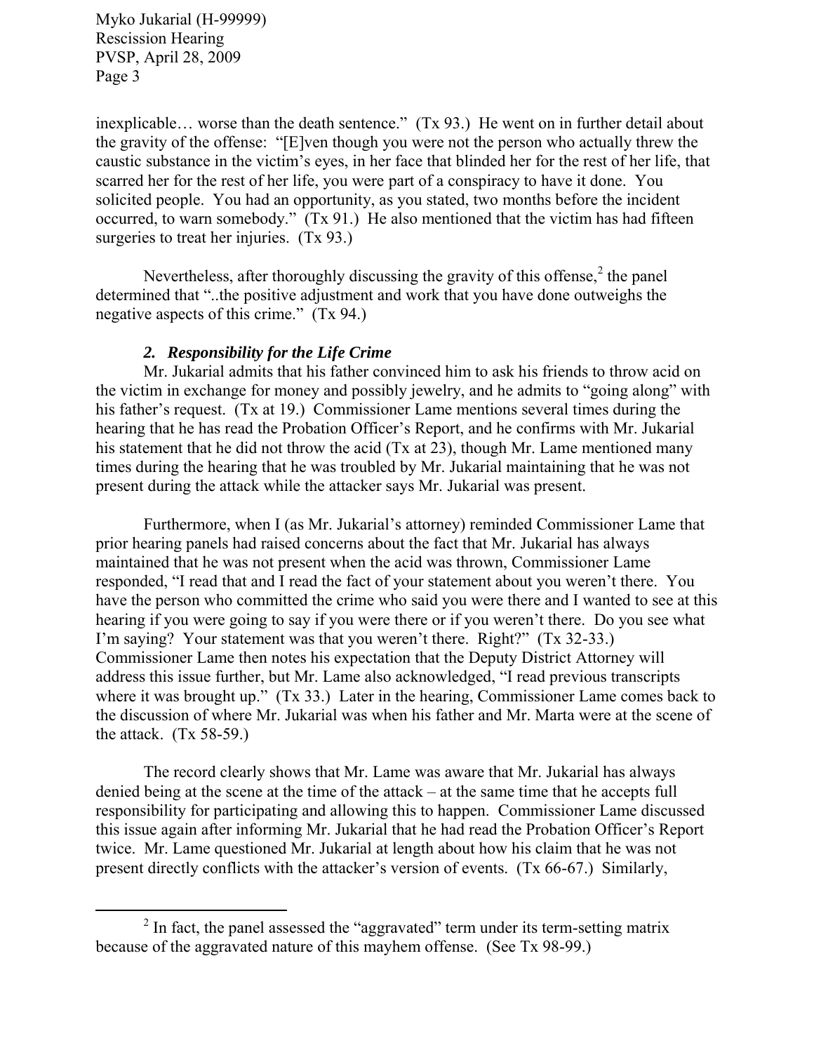inexplicable… worse than the death sentence." (Tx 93.) He went on in further detail about the gravity of the offense: "[E]ven though you were not the person who actually threw the caustic substance in the victim's eyes, in her face that blinded her for the rest of her life, that scarred her for the rest of her life, you were part of a conspiracy to have it done. You solicited people. You had an opportunity, as you stated, two months before the incident occurred, to warn somebody." (Tx 91.) He also mentioned that the victim has had fifteen surgeries to treat her injuries. (Tx 93.)

Nevertheless, after thoroughly discussing the gravity of this offense,[2] the panel determined that "..the positive adjustment and work that you have done outweighs the negative aspects of this crime." (Tx 94.)

### *2. Responsibility for the Life Crime*

Mr. Jukarial admits that his father convinced him to ask his friends to throw acid on the victim in exchange for money and possibly jewelry, and he admits to "going along" with his father's request. (Tx at 19.) Commissioner Lame mentions several times during the hearing that he has read the Probation Officer's Report, and he confirms with Mr. Jukarial his statement that he did not throw the acid (Tx at 23), though Mr. Lame mentioned many times during the hearing that he was troubled by Mr. Jukarial maintaining that he was not present during the attack while the attacker says Mr. Jukarial was present.

Furthermore, when I (as Mr. Jukarial's attorney) reminded Commissioner Lame that prior hearing panels had raised concerns about the fact that Mr. Jukarial has always maintained that he was not present when the acid was thrown, Commissioner Lame responded, "I read that and I read the fact of your statement about you weren't there. You have the person who committed the crime who said you were there and I wanted to see at this hearing if you were going to say if you were there or if you weren't there. Do you see what I'm saying? Your statement was that you weren't there. Right?" (Tx 32-33.) Commissioner Lame then notes his expectation that the Deputy District Attorney will address this issue further, but Mr. Lame also acknowledged, "I read previous transcripts where it was brought up." (Tx 33.) Later in the hearing, Commissioner Lame comes back to the discussion of where Mr. Jukarial was when his father and Mr. Marta were at the scene of the attack. (Tx 58-59.)

The record clearly shows that Mr. Lame was aware that Mr. Jukarial has always denied being at the scene at the time of the attack – at the same time that he accepts full responsibility for participating and allowing this to happen. Commissioner Lame discussed this issue again after informing Mr. Jukarial that he had read the Probation Officer's Report twice. Mr. Lame questioned Mr. Jukarial at length about how his claim that he was not present directly conflicts with the attacker's version of events. (Tx 66-67.) Similarly,

[2] In fact, the panel assessed the "aggravated" term under its term-setting matrix because of the aggravated nature of this mayhem offense. (See Tx 98-99.)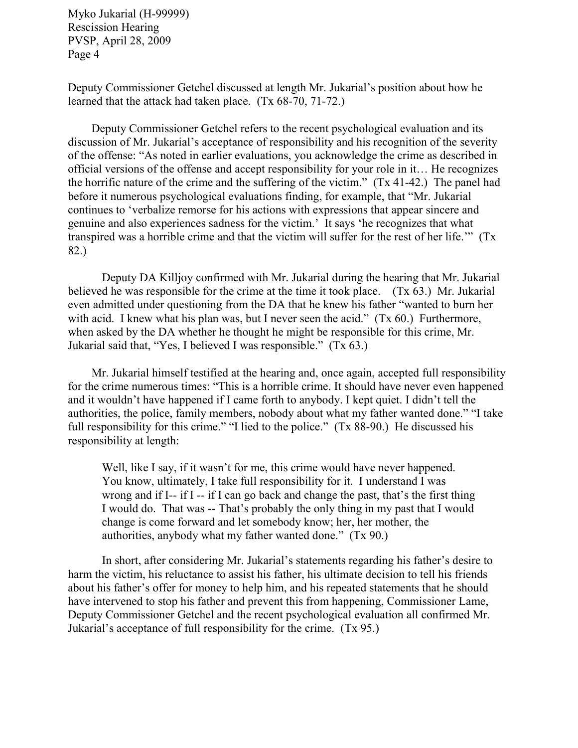Deputy Commissioner Getchel discussed at length Mr. Jukarial's position about how he learned that the attack had taken place. (Tx 68-70, 71-72.)

Deputy Commissioner Getchel refers to the recent psychological evaluation and its discussion of Mr. Jukarial's acceptance of responsibility and his recognition of the severity of the offense: "As noted in earlier evaluations, you acknowledge the crime as described in official versions of the offense and accept responsibility for your role in it… He recognizes the horrific nature of the crime and the suffering of the victim." (Tx 41-42.) The panel had before it numerous psychological evaluations finding, for example, that "Mr. Jukarial continues to 'verbalize remorse for his actions with expressions that appear sincere and genuine and also experiences sadness for the victim.' It says 'he recognizes that what transpired was a horrible crime and that the victim will suffer for the rest of her life.'" (Tx 82.)

Deputy DA Killjoy confirmed with Mr. Jukarial during the hearing that Mr. Jukarial believed he was responsible for the crime at the time it took place. (Tx 63.) Mr. Jukarial even admitted under questioning from the DA that he knew his father "wanted to burn her with acid. I knew what his plan was, but I never seen the acid." (Tx 60.) Furthermore, when asked by the DA whether he thought he might be responsible for this crime, Mr. Jukarial said that, "Yes, I believed I was responsible." (Tx 63.)

Mr. Jukarial himself testified at the hearing and, once again, accepted full responsibility for the crime numerous times: "This is a horrible crime. It should have never even happened and it wouldn't have happened if I came forth to anybody. I kept quiet. I didn't tell the authorities, the police, family members, nobody about what my father wanted done." "I take full responsibility for this crime." "I lied to the police." (Tx 88-90.) He discussed his responsibility at length:

> Well, like I say, if it wasn't for me, this crime would have never happened. You know, ultimately, I take full responsibility for it. I understand I was wrong and if I-- if I -- if I can go back and change the past, that's the first thing I would do. That was -- That's probably the only thing in my past that I would change is come forward and let somebody know; her, her mother, the authorities, anybody what my father wanted done." (Tx 90.)

In short, after considering Mr. Jukarial's statements regarding his father's desire to harm the victim, his reluctance to assist his father, his ultimate decision to tell his friends about his father's offer for money to help him, and his repeated statements that he should have intervened to stop his father and prevent this from happening, Commissioner Lame, Deputy Commissioner Getchel and the recent psychological evaluation all confirmed Mr. Jukarial's acceptance of full responsibility for the crime. (Tx 95.)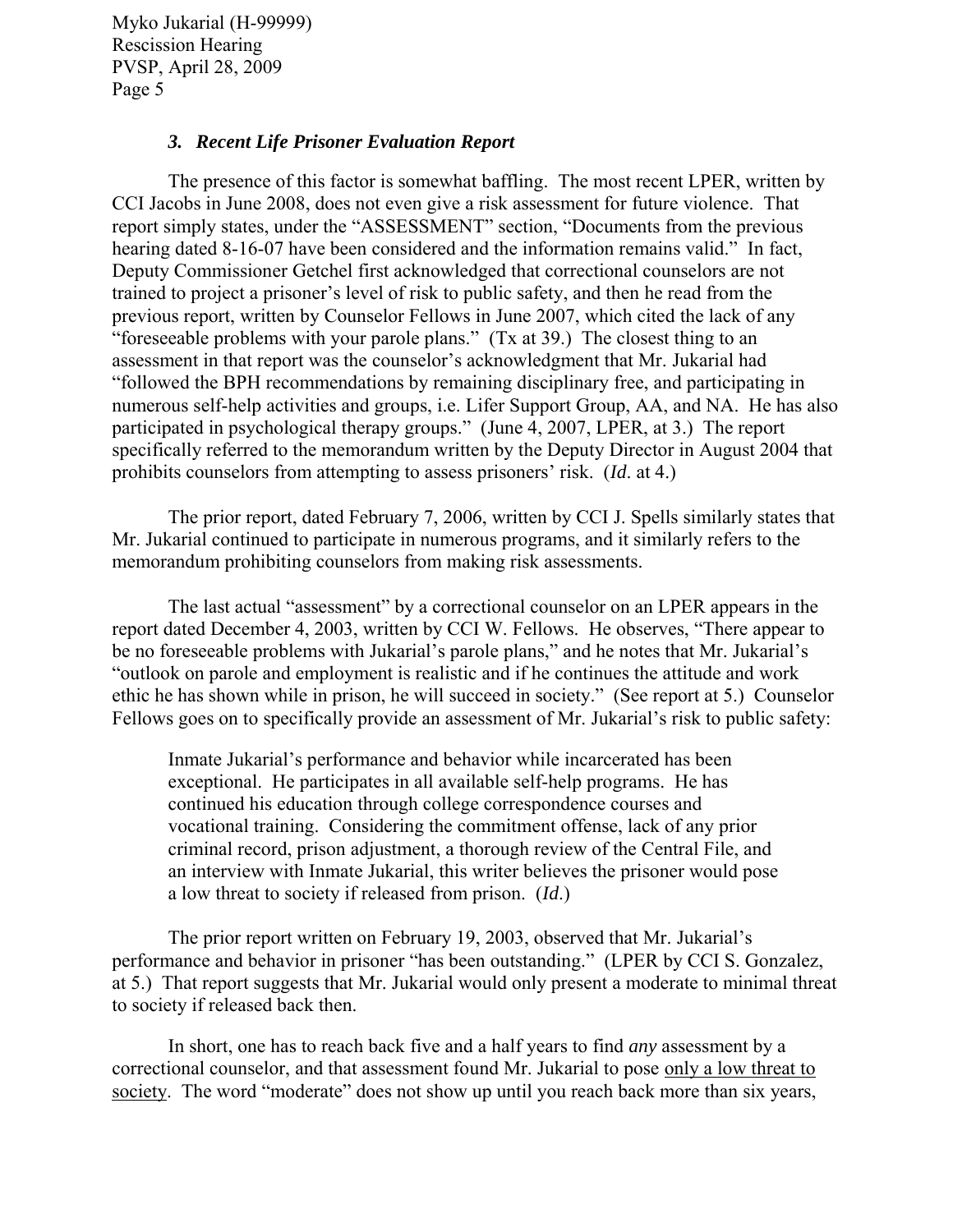### *3. Recent Life Prisoner Evaluation Report*

The presence of this factor is somewhat baffling. The most recent LPER, written by CCI Jacobs in June 2008, does not even give a risk assessment for future violence. That report simply states, under the "ASSESSMENT" section, "Documents from the previous hearing dated 8-16-07 have been considered and the information remains valid." In fact, Deputy Commissioner Getchel first acknowledged that correctional counselors are not trained to project a prisoner's level of risk to public safety, and then he read from the previous report, written by Counselor Fellows in June 2007, which cited the lack of any "foreseeable problems with your parole plans." (Tx at 39.) The closest thing to an assessment in that report was the counselor's acknowledgment that Mr. Jukarial had "followed the BPH recommendations by remaining disciplinary free, and participating in numerous self-help activities and groups, i.e. Lifer Support Group, AA, and NA. He has also participated in psychological therapy groups." (June 4, 2007, LPER, at 3.) The report specifically referred to the memorandum written by the Deputy Director in August 2004 that prohibits counselors from attempting to assess prisoners' risk. (*Id.* at 4.)

The prior report, dated February 7, 2006, written by CCI J. Spells similarly states that Mr. Jukarial continued to participate in numerous programs, and it similarly refers to the memorandum prohibiting counselors from making risk assessments.

The last actual "assessment" by a correctional counselor on an LPER appears in the report dated December 4, 2003, written by CCI W. Fellows. He observes, "There appear to be no foreseeable problems with Jukarial's parole plans," and he notes that Mr. Jukarial's "outlook on parole and employment is realistic and if he continues the attitude and work ethic he has shown while in prison, he will succeed in society." (See report at 5.) Counselor Fellows goes on to specifically provide an assessment of Mr. Jukarial's risk to public safety:

> Inmate Jukarial's performance and behavior while incarcerated has been exceptional. He participates in all available self-help programs. He has continued his education through college correspondence courses and vocational training. Considering the commitment offense, lack of any prior criminal record, prison adjustment, a thorough review of the Central File, and an interview with Inmate Jukarial, this writer believes the prisoner would pose a low threat to society if released from prison. (*Id.*)

The prior report written on February 19, 2003, observed that Mr. Jukarial's performance and behavior in prisoner "has been outstanding." (LPER by CCI S. Gonzalez, at 5.) That report suggests that Mr. Jukarial would only present a moderate to minimal threat to society if released back then.

In short, one has to reach back five and a half years to find *any* assessment by a correctional counselor, and that assessment found Mr. Jukarial to pose only a low threat to society. The word "moderate" does not show up until you reach back more than six years,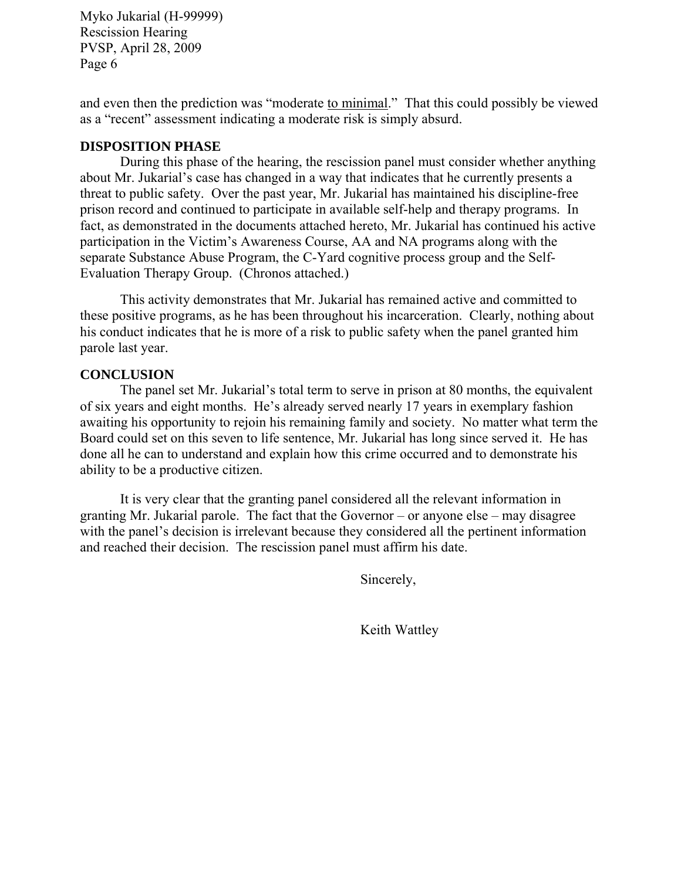and even then the prediction was "moderate <u>to minimal</u>." That this could possibly be viewed as a "recent" assessment indicating a moderate risk is simply absurd.

**DISPOSITION PHASE**

During this phase of the hearing, the rescission panel must consider whether anything about Mr. Jukarial's case has changed in a way that indicates that he currently presents a threat to public safety. Over the past year, Mr. Jukarial has maintained his discipline-free prison record and continued to participate in available self-help and therapy programs. In fact, as demonstrated in the documents attached hereto, Mr. Jukarial has continued his active participation in the Victim's Awareness Course, AA and NA programs along with the separate Substance Abuse Program, the C-Yard cognitive process group and the Self-Evaluation Therapy Group. (Chronos attached.)

This activity demonstrates that Mr. Jukarial has remained active and committed to these positive programs, as he has been throughout his incarceration. Clearly, nothing about his conduct indicates that he is more of a risk to public safety when the panel granted him parole last year.

**CONCLUSION**

The panel set Mr. Jukarial's total term to serve in prison at 80 months, the equivalent of six years and eight months. He's already served nearly 17 years in exemplary fashion awaiting his opportunity to rejoin his remaining family and society. No matter what term the Board could set on this seven to life sentence, Mr. Jukarial has long since served it. He has done all he can to understand and explain how this crime occurred and to demonstrate his ability to be a productive citizen.

It is very clear that the granting panel considered all the relevant information in granting Mr. Jukarial parole. The fact that the Governor – or anyone else – may disagree with the panel's decision is irrelevant because they considered all the pertinent information and reached their decision. The rescission panel must affirm his date.

Sincerely,

Keith Wattley